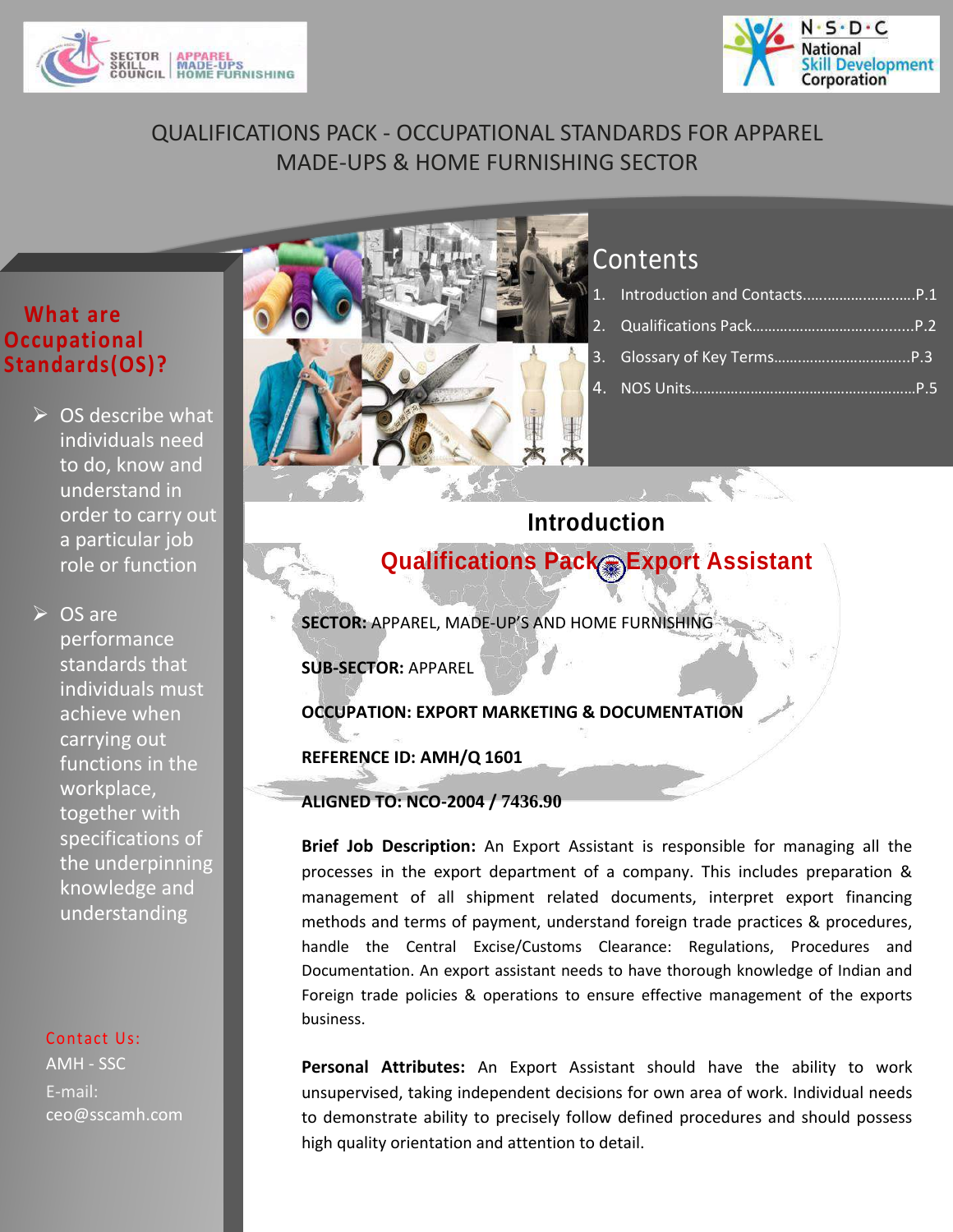SECTOR SKILL COUNCIL | APPAREL MADE-UPS HOME FURNISHING

N·S·D·C National Skill Development Corporation

# QUALIFICATIONS PACK - OCCUPATIONAL STANDARDS FOR APPAREL MADE-UPS & HOME FURNISHING SECTOR

## What are Occupational Standards(OS)?

- OS describe what individuals need to do, know and understand in order to carry out a particular job role or function
- OS are performance standards that individuals must achieve when carrying out functions in the workplace, together with specifications of the underpinning knowledge and understanding

Contact Us:
AMH - SSC
E-mail:
ceo@sscamh.com

## Contents

1. Introduction and Contacts..........................P.1
2. Qualifications Pack.......................................P.2
3. Glossary of Key Terms.................................P.3
4. NOS Units......................................................P.5

## Introduction

### Qualifications Pack- Export Assistant

**SECTOR:** APPAREL, MADE-UP'S AND HOME FURNISHING

**SUB-SECTOR:** APPAREL

**OCCUPATION: EXPORT MARKETING & DOCUMENTATION**

**REFERENCE ID: AMH/Q 1601**

**ALIGNED TO: NCO-2004 / 7436.90**

**Brief Job Description:** An Export Assistant is responsible for managing all the processes in the export department of a company. This includes preparation & management of all shipment related documents, interpret export financing methods and terms of payment, understand foreign trade practices & procedures, handle the Central Excise/Customs Clearance: Regulations, Procedures and Documentation. An export assistant needs to have thorough knowledge of Indian and Foreign trade policies & operations to ensure effective management of the exports business.

**Personal Attributes:** An Export Assistant should have the ability to work unsupervised, taking independent decisions for own area of work. Individual needs to demonstrate ability to precisely follow defined procedures and should possess high quality orientation and attention to detail.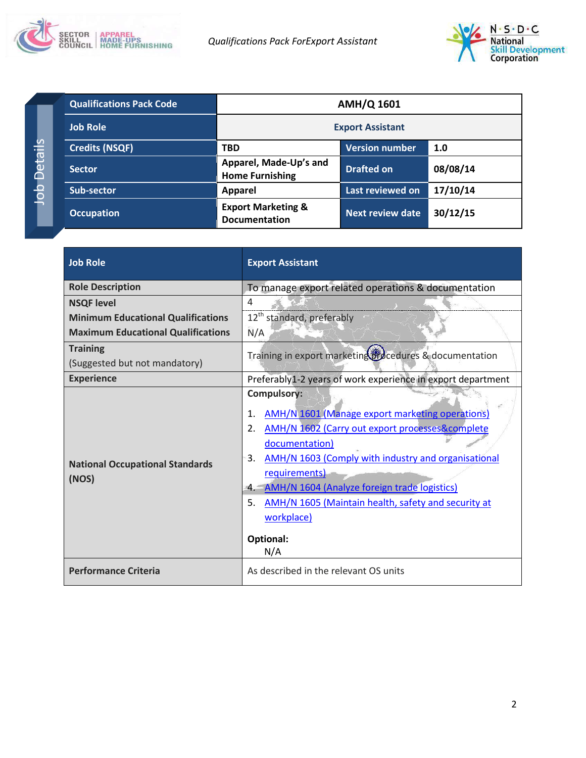## Job Details

| Qualifications Pack Code | AMH/Q 1601 | | |
|---|---|---|---|
| Job Role | Export Assistant | | |
| Credits (NSQF) | TBD | Version number | 1.0 |
| Sector | Apparel, Made-Up's and Home Furnishing | Drafted on | 08/08/14 |
| Sub-sector | Apparel | Last reviewed on | 17/10/14 |
| Occupation | Export Marketing & Documentation | Next review date | 30/12/15 |

| Job Role | Export Assistant |
|---|---|
| Role Description | To manage export related operations & documentation |
| NSQF level | 4 |
| Minimum Educational Qualifications | 12th standard, preferably |
| Maximum Educational Qualifications | N/A |
| Training (Suggested but not mandatory) | Training in export marketing procedures & documentation |
| Experience | Preferably1-2 years of work experience in export department |
| National Occupational Standards (NOS) | **Compulsory:** 1. AMH/N 1601 (Manage export marketing operations) 2. AMH/N 1602 (Carry out export processes&complete documentation) 3. AMH/N 1603 (Comply with industry and organisational requirements) 4. AMH/N 1604 (Analyze foreign trade logistics) 5. AMH/N 1605 (Maintain health, safety and security at workplace) **Optional:** N/A |
| Performance Criteria | As described in the relevant OS units |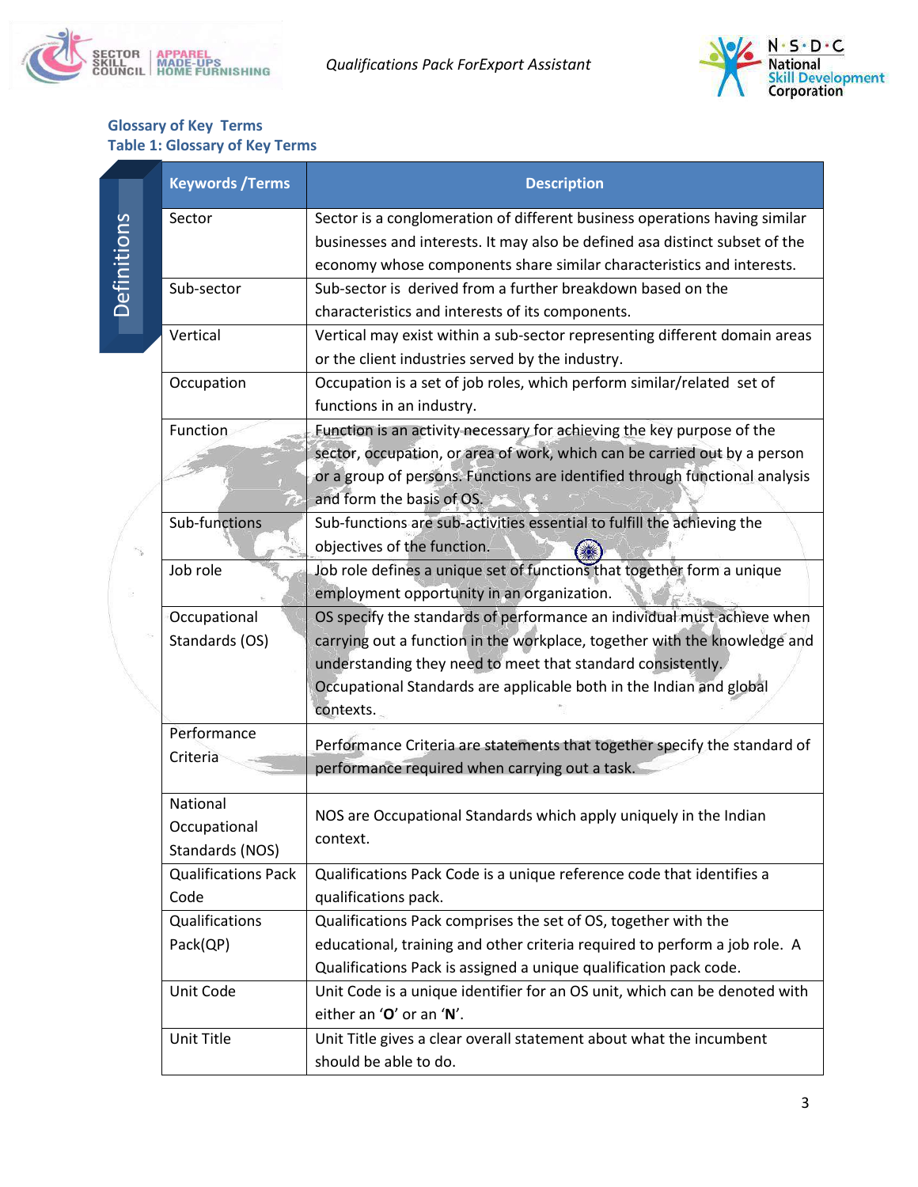## Glossary of Key Terms

### Table 1: Glossary of Key Terms

Definitions

| Keywords /Terms | Description |
|---|---|
| Sector | Sector is a conglomeration of different business operations having similar businesses and interests. It may also be defined asa distinct subset of the economy whose components share similar characteristics and interests. |
| Sub-sector | Sub-sector is derived from a further breakdown based on the characteristics and interests of its components. |
| Vertical | Vertical may exist within a sub-sector representing different domain areas or the client industries served by the industry. |
| Occupation | Occupation is a set of job roles, which perform similar/related set of functions in an industry. |
| Function | Function is an activity necessary for achieving the key purpose of the sector, occupation, or area of work, which can be carried out by a person or a group of persons. Functions are identified through functional analysis and form the basis of OS. |
| Sub-functions | Sub-functions are sub-activities essential to fulfill the achieving the objectives of the function. |
| Job role | Job role defines a unique set of functions that together form a unique employment opportunity in an organization. |
| Occupational Standards (OS) | OS specify the standards of performance an individual must achieve when carrying out a function in the workplace, together with the knowledge and understanding they need to meet that standard consistently. Occupational Standards are applicable both in the Indian and global contexts. |
| Performance Criteria | Performance Criteria are statements that together specify the standard of performance required when carrying out a task. |
| National Occupational Standards (NOS) | NOS are Occupational Standards which apply uniquely in the Indian context. |
| Qualifications Pack Code | Qualifications Pack Code is a unique reference code that identifies a qualifications pack. |
| Qualifications Pack(QP) | Qualifications Pack comprises the set of OS, together with the educational, training and other criteria required to perform a job role. A Qualifications Pack is assigned a unique qualification pack code. |
| Unit Code | Unit Code is a unique identifier for an OS unit, which can be denoted with either an '**O**' or an '**N**'. |
| Unit Title | Unit Title gives a clear overall statement about what the incumbent should be able to do. |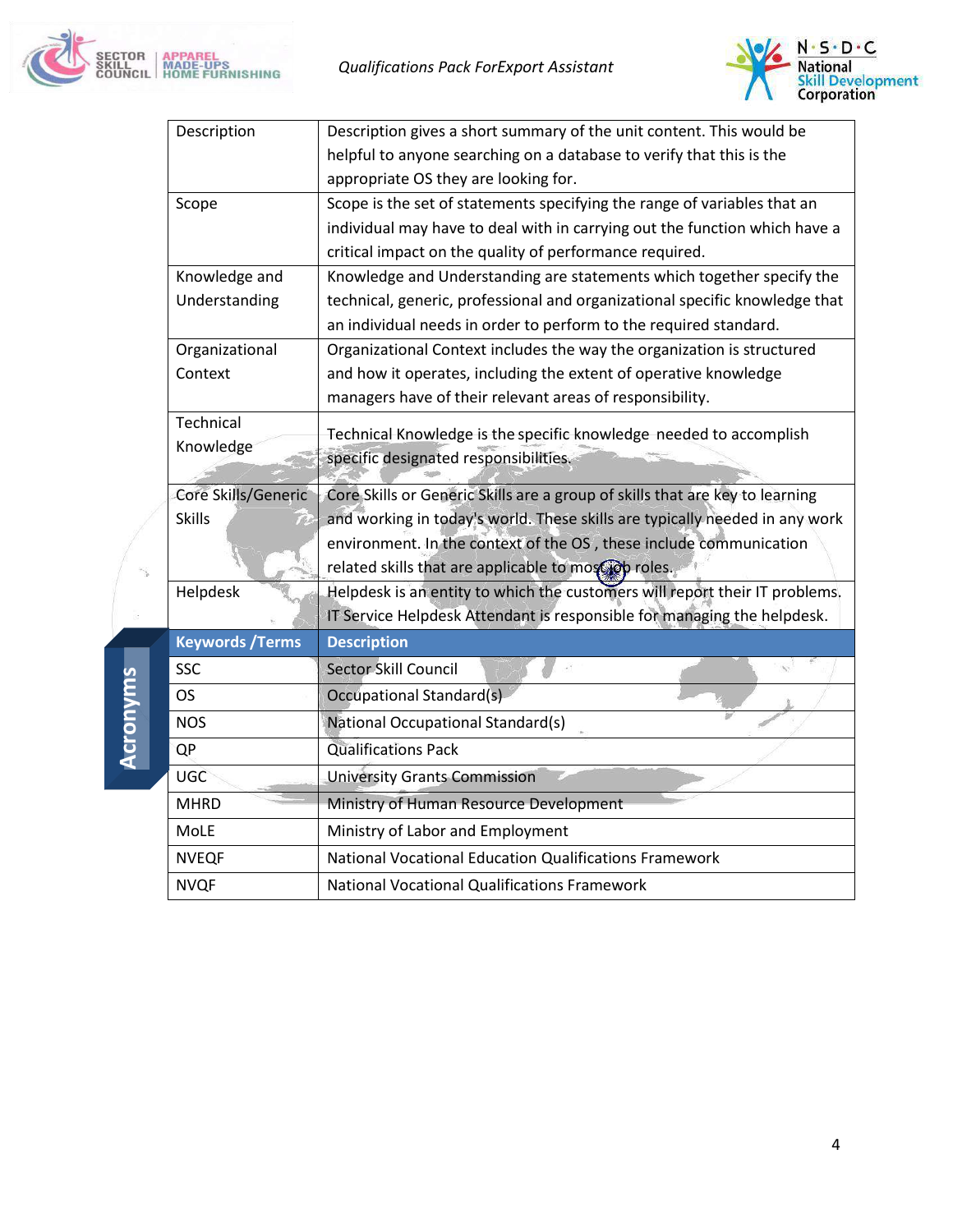| | |
|---|---|
| Description | Description gives a short summary of the unit content. This would be helpful to anyone searching on a database to verify that this is the appropriate OS they are looking for. |
| Scope | Scope is the set of statements specifying the range of variables that an individual may have to deal with in carrying out the function which have a critical impact on the quality of performance required. |
| Knowledge and Understanding | Knowledge and Understanding are statements which together specify the technical, generic, professional and organizational specific knowledge that an individual needs in order to perform to the required standard. |
| Organizational Context | Organizational Context includes the way the organization is structured and how it operates, including the extent of operative knowledge managers have of their relevant areas of responsibility. |
| Technical Knowledge | Technical Knowledge is the specific knowledge needed to accomplish specific designated responsibilities. |
| Core Skills/Generic Skills | Core Skills or Generic Skills are a group of skills that are key to learning and working in today's world. These skills are typically needed in any work environment. In the context of the OS , these include communication related skills that are applicable to most job roles. |
| Helpdesk | Helpdesk is an entity to which the customers will report their IT problems. IT Service Helpdesk Attendant is responsible for managing the helpdesk. |

## Acronyms

| Keywords /Terms | Description |
|---|---|
| SSC | Sector Skill Council |
| OS | Occupational Standard(s) |
| NOS | National Occupational Standard(s) |
| QP | Qualifications Pack |
| UGC | University Grants Commission |
| MHRD | Ministry of Human Resource Development |
| MoLE | Ministry of Labor and Employment |
| NVEQF | National Vocational Education Qualifications Framework |
| NVQF | National Vocational Qualifications Framework |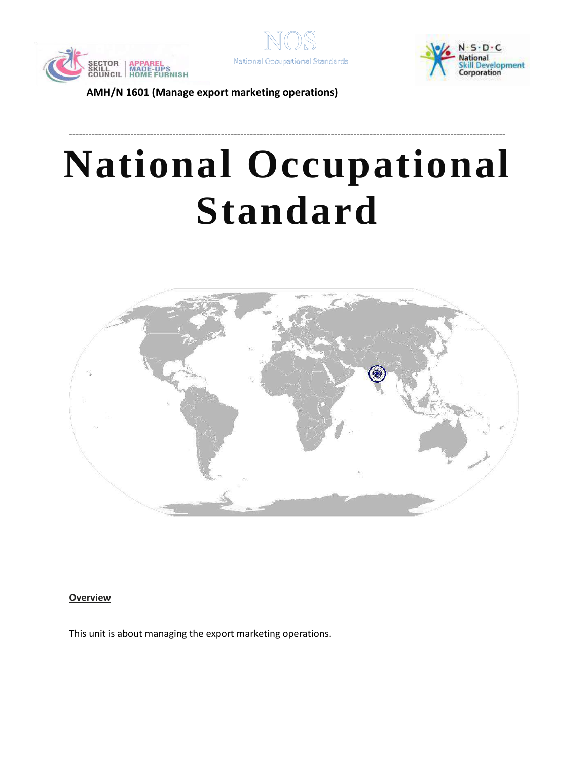AMH/N 1601 (Manage export marketing operations)

# National Occupational Standard

**Overview**

This unit is about managing the export marketing operations.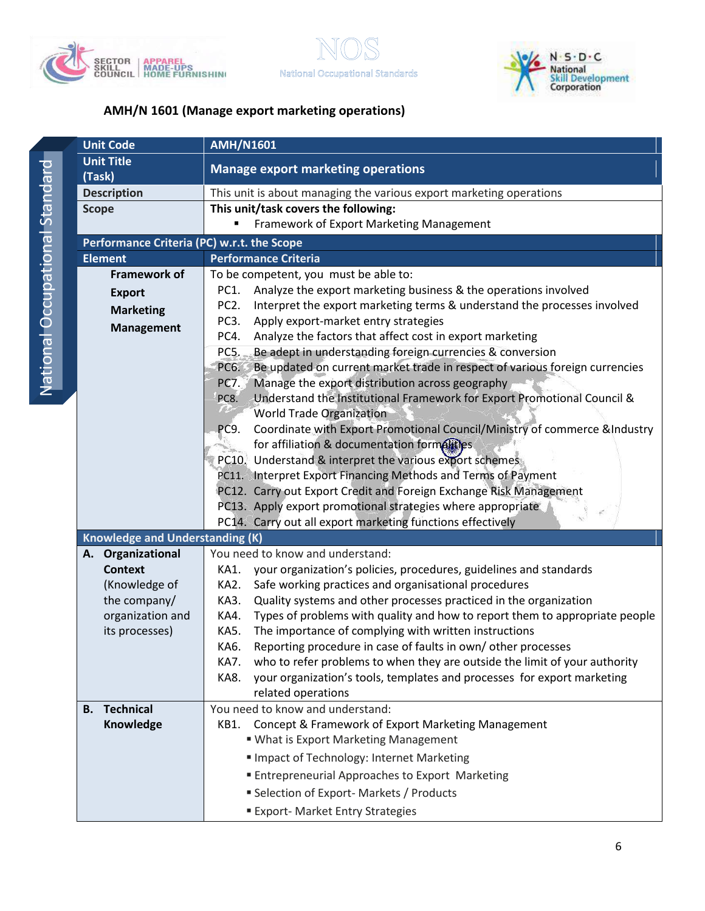## AMH/N 1601 (Manage export marketing operations)

| Unit Code | AMH/N1601 |
|---|---|
| Unit Title (Task) | Manage export marketing operations |
| Description | This unit is about managing the various export marketing operations |
| Scope | This unit/task covers the following:<br>▪ Framework of Export Marketing Management |
| **Performance Criteria (PC) w.r.t. the Scope** | |
| **Element** | **Performance Criteria** |
| **Framework of Export Marketing Management** | To be competent, you must be able to:<br>PC1. Analyze the export marketing business & the operations involved<br>PC2. Interpret the export marketing terms & understand the processes involved<br>PC3. Apply export-market entry strategies<br>PC4. Analyze the factors that affect cost in export marketing<br>PC5. Be adept in understanding foreign currencies & conversion<br>PC6. Be updated on current market trade in respect of various foreign currencies<br>PC7. Manage the export distribution across geography<br>PC8. Understand the Institutional Framework for Export Promotional Council & World Trade Organization<br>PC9. Coordinate with Export Promotional Council/Ministry of commerce &Industry for affiliation & documentation formalities<br>PC10. Understand & interpret the various export schemes<br>PC11. Interpret Export Financing Methods and Terms of Payment<br>PC12. Carry out Export Credit and Foreign Exchange Risk Management<br>PC13. Apply export promotional strategies where appropriate<br>PC14. Carry out all export marketing functions effectively |
| **Knowledge and Understanding (K)** | |
| **A. Organizational Context** (Knowledge of the company/ organization and its processes) | You need to know and understand:<br>KA1. your organization's policies, procedures, guidelines and standards<br>KA2. Safe working practices and organisational procedures<br>KA3. Quality systems and other processes practiced in the organization<br>KA4. Types of problems with quality and how to report them to appropriate people<br>KA5. The importance of complying with written instructions<br>KA6. Reporting procedure in case of faults in own/ other processes<br>KA7. who to refer problems to when they are outside the limit of your authority<br>KA8. your organization's tools, templates and processes for export marketing related operations |
| **B. Technical Knowledge** | You need to know and understand:<br>KB1. Concept & Framework of Export Marketing Management<br>▪ What is Export Marketing Management<br>▪ Impact of Technology: Internet Marketing<br>▪ Entrepreneurial Approaches to Export Marketing<br>▪ Selection of Export- Markets / Products<br>▪ Export- Market Entry Strategies |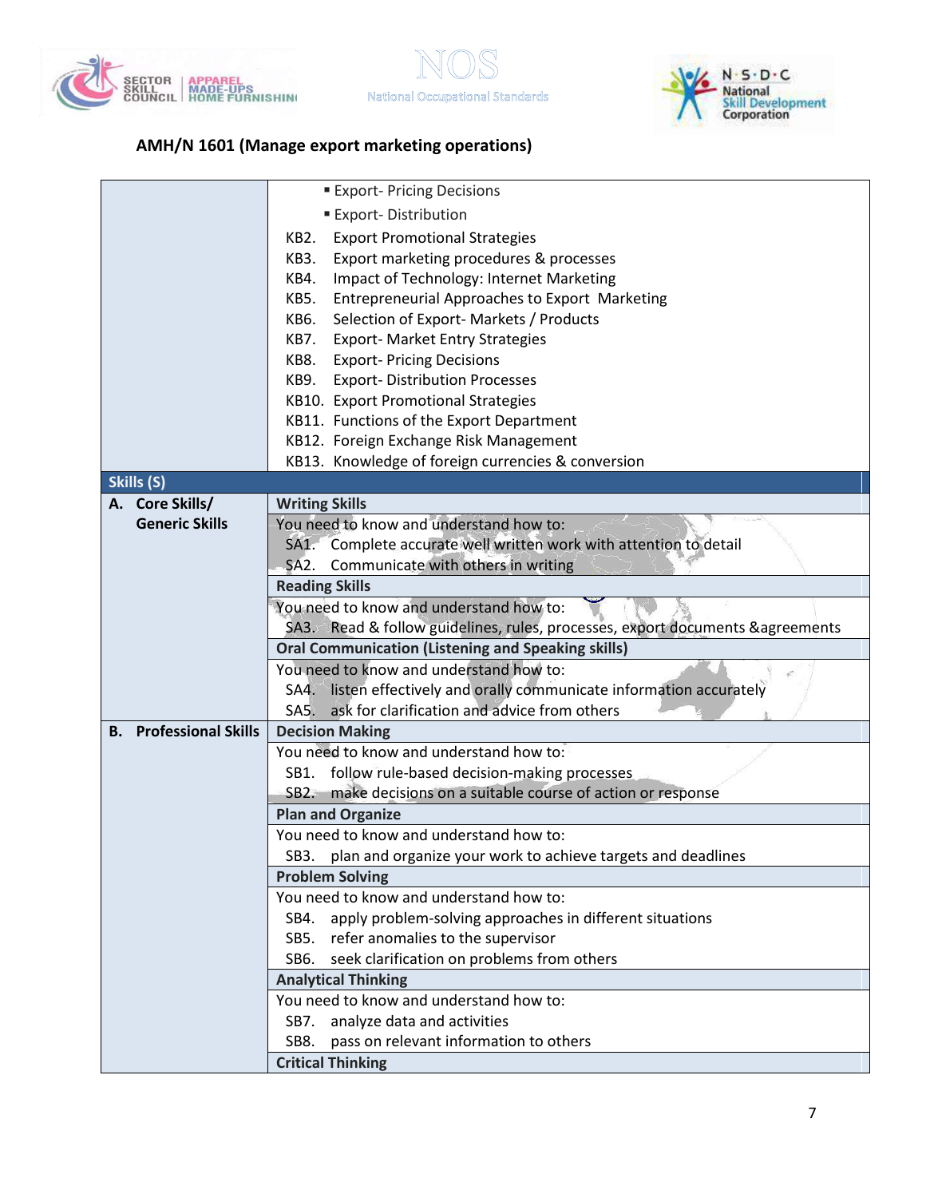## AMH/N 1601 (Manage export marketing operations)

| | |
|---|---|
| | ▪ Export- Pricing Decisions<br>▪ Export- Distribution<br>KB2. Export Promotional Strategies<br>KB3. Export marketing procedures & processes<br>KB4. Impact of Technology: Internet Marketing<br>KB5. Entrepreneurial Approaches to Export Marketing<br>KB6. Selection of Export- Markets / Products<br>KB7. Export- Market Entry Strategies<br>KB8. Export- Pricing Decisions<br>KB9. Export- Distribution Processes<br>KB10. Export Promotional Strategies<br>KB11. Functions of the Export Department<br>KB12. Foreign Exchange Risk Management<br>KB13. Knowledge of foreign currencies & conversion |
| **Skills (S)** | |
| **A. Core Skills/ Generic Skills** | **Writing Skills** |
| | You need to know and understand how to:<br>SA1. Complete accurate well written work with attention to detail<br>SA2. Communicate with others in writing |
| | **Reading Skills** |
| | You need to know and understand how to:<br>SA3. Read & follow guidelines, rules, processes, export documents &agreements |
| | **Oral Communication (Listening and Speaking skills)** |
| | You need to know and understand how to:<br>SA4. listen effectively and orally communicate information accurately<br>SA5. ask for clarification and advice from others |
| **B. Professional Skills** | **Decision Making** |
| | You need to know and understand how to:<br>SB1. follow rule-based decision-making processes<br>SB2. make decisions on a suitable course of action or response |
| | **Plan and Organize** |
| | You need to know and understand how to:<br>SB3. plan and organize your work to achieve targets and deadlines |
| | **Problem Solving** |
| | You need to know and understand how to:<br>SB4. apply problem-solving approaches in different situations<br>SB5. refer anomalies to the supervisor<br>SB6. seek clarification on problems from others |
| | **Analytical Thinking** |
| | You need to know and understand how to:<br>SB7. analyze data and activities<br>SB8. pass on relevant information to others |
| | **Critical Thinking** |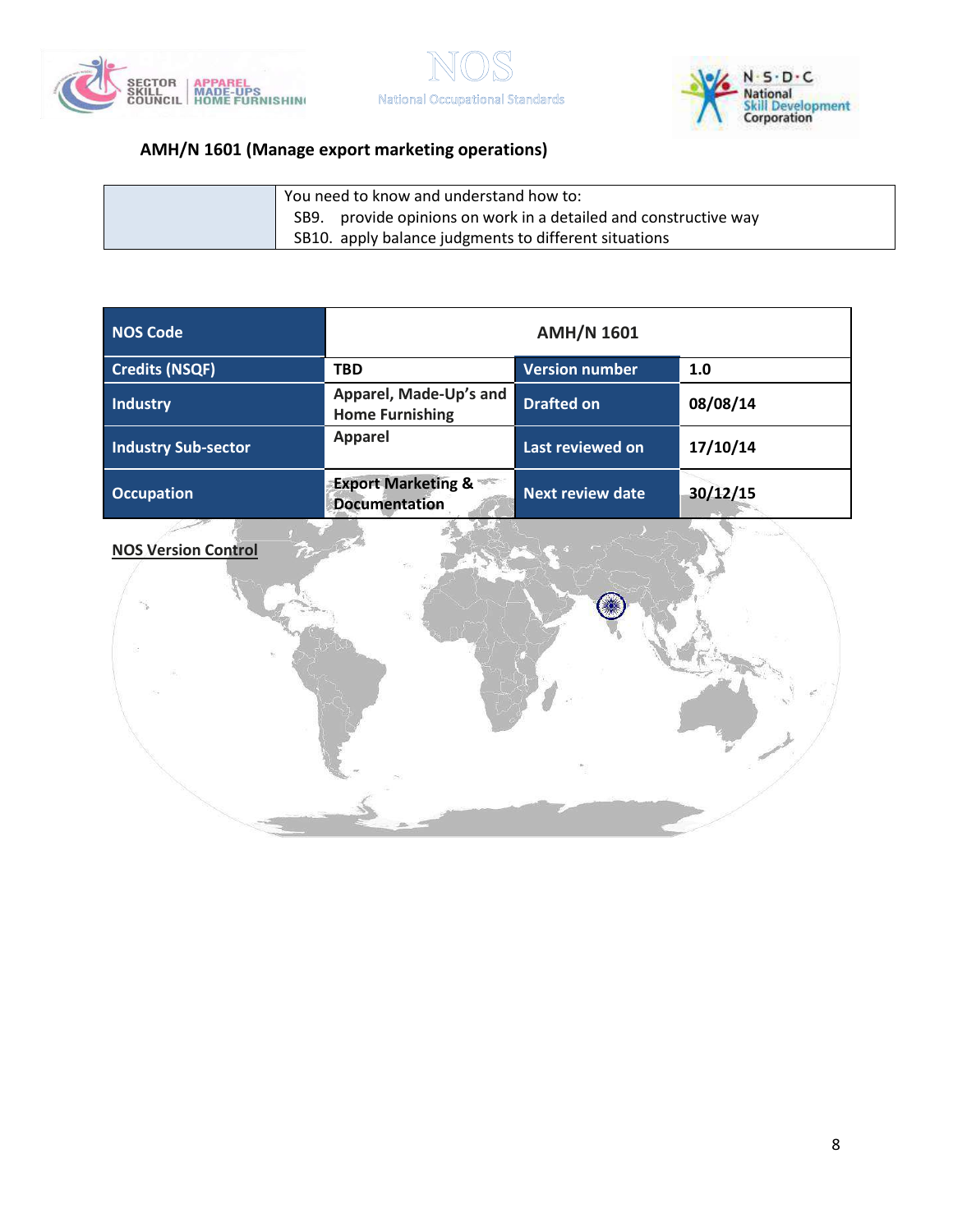AMH/N 1601 (Manage export marketing operations)

| | |
|---|---|
| | You need to know and understand how to:<br>SB9. provide opinions on work in a detailed and constructive way<br>SB10. apply balance judgments to different situations |

| NOS Code | AMH/N 1601 | | |
|---|---|---|---|
| Credits (NSQF) | TBD | Version number | 1.0 |
| Industry | Apparel, Made-Up's and Home Furnishing | Drafted on | 08/08/14 |
| Industry Sub-sector | Apparel | Last reviewed on | 17/10/14 |
| Occupation | Export Marketing & Documentation | Next review date | 30/12/15 |

**NOS Version Control**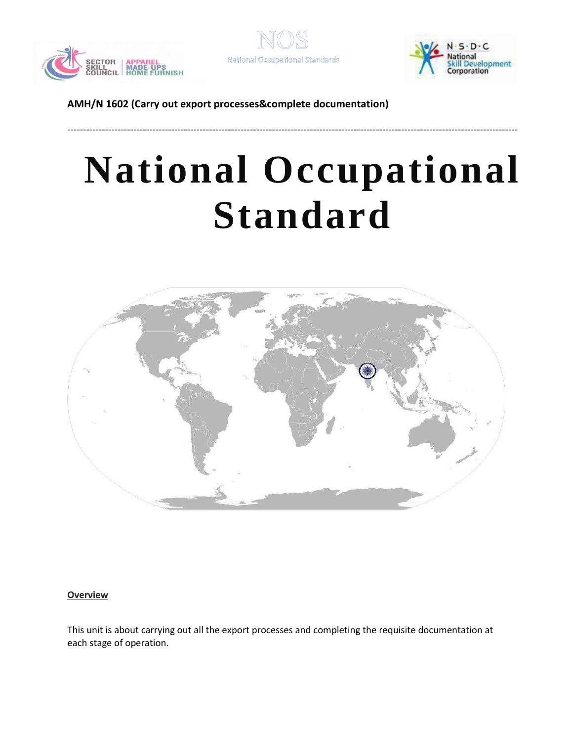AMH/N 1602 (Carry out export processes&complete documentation)

---

# National Occupational Standard

**Overview**

This unit is about carrying out all the export processes and completing the requisite documentation at each stage of operation.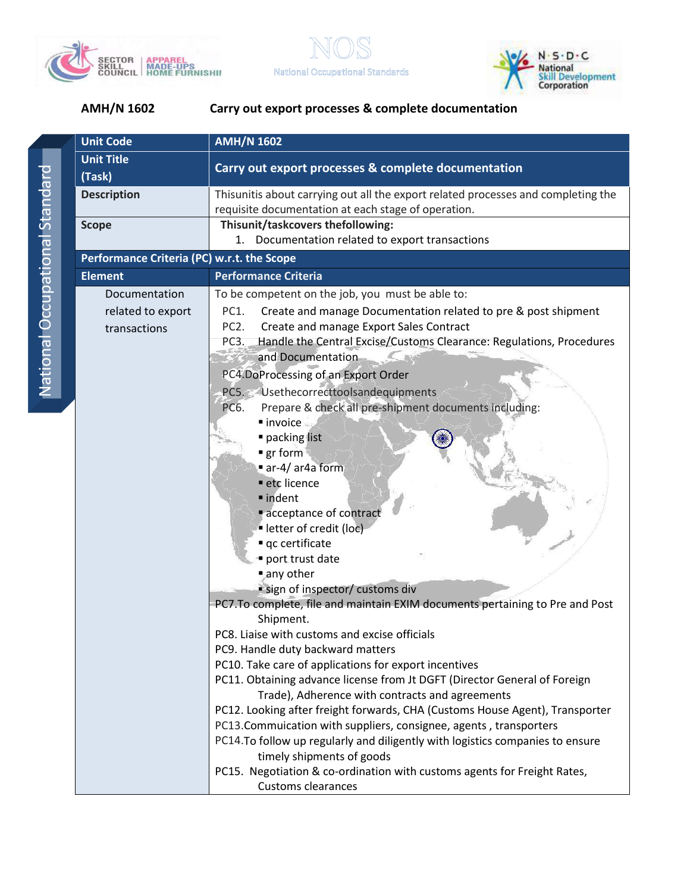**AMH/N 1602** **Carry out export processes & complete documentation**

| Unit Code | AMH/N 1602 |
|---|---|
| Unit Title (Task) | Carry out export processes & complete documentation |
| Description | Thisunitis about carrying out all the export related processes and completing the requisite documentation at each stage of operation. |
| Scope | Thisunit/taskcovers thefollowing:<br>1. Documentation related to export transactions |
| **Performance Criteria (PC) w.r.t. the Scope** | |
| **Element** | **Performance Criteria** |
| Documentation related to export transactions | To be competent on the job, you must be able to:<br>PC1. Create and manage Documentation related to pre & post shipment<br>PC2. Create and manage Export Sales Contract<br>PC3. Handle the Central Excise/Customs Clearance: Regulations, Procedures and Documentation<br>PC4.DoProcessing of an Export Order<br>PC5. Usethecorrecttoolsandequipments<br>PC6. Prepare & check all pre-shipment documents including:<br>▪ invoice<br>▪ packing list<br>▪ gr form<br>▪ ar-4/ ar4a form<br>▪ etc licence<br>▪ indent<br>▪ acceptance of contract<br>▪ letter of credit (loc)<br>▪ qc certificate<br>▪ port trust date<br>▪ any other<br>▪ sign of inspector/ customs div<br>PC7.To complete, file and maintain EXIM documents pertaining to Pre and Post Shipment.<br>PC8. Liaise with customs and excise officials<br>PC9. Handle duty backward matters<br>PC10. Take care of applications for export incentives<br>PC11. Obtaining advance license from Jt DGFT (Director General of Foreign Trade), Adherence with contracts and agreements<br>PC12. Looking after freight forwards, CHA (Customs House Agent), Transporter<br>PC13.Commuication with suppliers, consignee, agents , transporters<br>PC14.To follow up regularly and diligently with logistics companies to ensure timely shipments of goods<br>PC15. Negotiation & co-ordination with customs agents for Freight Rates, Customs clearances |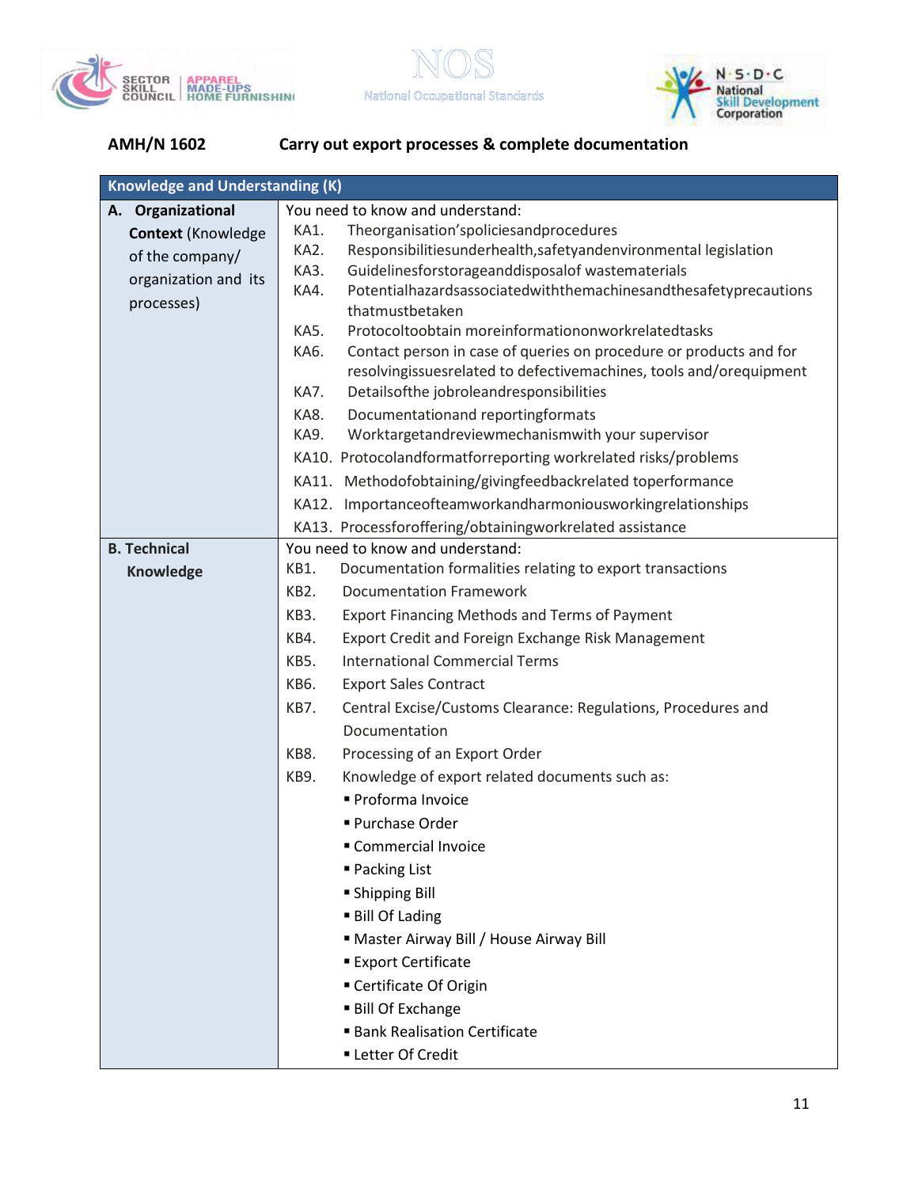**AMH/N 1602** **Carry out export processes & complete documentation**

| Knowledge and Understanding (K) | |
|---|---|
| **A. Organizational Context** (Knowledge of the company/ organization and its processes) | You need to know and understand:<br>KA1. Theorganisation'spoliciesandprocedures<br>KA2. Responsibilitiesunderhealth,safetyandenvironmental legislation<br>KA3. Guidelinesforstorageanddisposalof wastematerials<br>KA4. Potentialhazardsassociatedwiththemachinesandthesafetyprecautions thatmustbetaken<br>KA5. Protocoltoobtain moreinformationonworkrelatedtasks<br>KA6. Contact person in case of queries on procedure or products and for resolvingissuesrelated to defectivemachines, tools and/orequipment<br>KA7. Detailsofthe jobroleandresponsibilities<br>KA8. Documentationand reportingformats<br>KA9. Worktargetandreviewmechanismwith your supervisor<br>KA10. Protocolandformatforreporting workrelated risks/problems<br>KA11. Methodofobtaining/givingfeedbackrelated toperformance<br>KA12. Importanceofteamworkandharmoniousworkingrelationships<br>KA13. Processforoffering/obtainingworkrelated assistance |
| **B. Technical Knowledge** | You need to know and understand:<br>KB1. Documentation formalities relating to export transactions<br>KB2. Documentation Framework<br>KB3. Export Financing Methods and Terms of Payment<br>KB4. Export Credit and Foreign Exchange Risk Management<br>KB5. International Commercial Terms<br>KB6. Export Sales Contract<br>KB7. Central Excise/Customs Clearance: Regulations, Procedures and Documentation<br>KB8. Processing of an Export Order<br>KB9. Knowledge of export related documents such as:<br>▪ Proforma Invoice<br>▪ Purchase Order<br>▪ Commercial Invoice<br>▪ Packing List<br>▪ Shipping Bill<br>▪ Bill Of Lading<br>▪ Master Airway Bill / House Airway Bill<br>▪ Export Certificate<br>▪ Certificate Of Origin<br>▪ Bill Of Exchange<br>▪ Bank Realisation Certificate<br>▪ Letter Of Credit |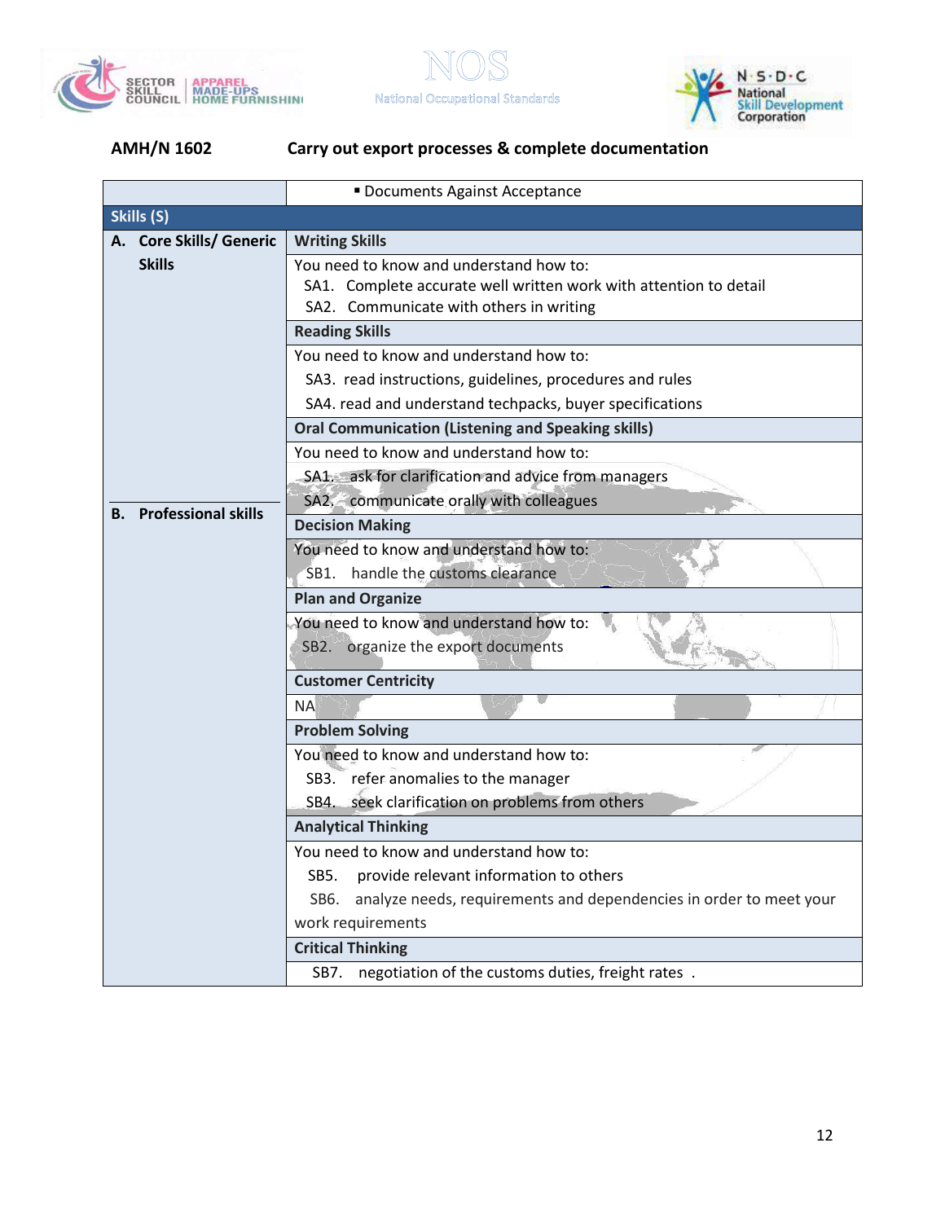| AMH/N 1602 | Carry out export processes & complete documentation |
|---|---|
| | ▪ Documents Against Acceptance |
| **Skills (S)** | |
| **A. Core Skills/ Generic Skills** | **Writing Skills** |
| | You need to know and understand how to:<br>SA1. Complete accurate well written work with attention to detail<br>SA2. Communicate with others in writing |
| | **Reading Skills** |
| | You need to know and understand how to:<br>SA3. read instructions, guidelines, procedures and rules<br>SA4. read and understand techpacks, buyer specifications |
| | **Oral Communication (Listening and Speaking skills)** |
| | You need to know and understand how to:<br>SA1. ask for clarification and advice from managers<br>SA2. communicate orally with colleagues |
| **B. Professional skills** | **Decision Making** |
| | You need to know and understand how to:<br>SB1. handle the customs clearance |
| | **Plan and Organize** |
| | You need to know and understand how to:<br>SB2. organize the export documents |
| | **Customer Centricity** |
| | NA |
| | **Problem Solving** |
| | You need to know and understand how to:<br>SB3. refer anomalies to the manager<br>SB4. seek clarification on problems from others |
| | **Analytical Thinking** |
| | You need to know and understand how to:<br>SB5. provide relevant information to others<br>SB6. analyze needs, requirements and dependencies in order to meet your work requirements |
| | **Critical Thinking** |
| | SB7. negotiation of the customs duties, freight rates . |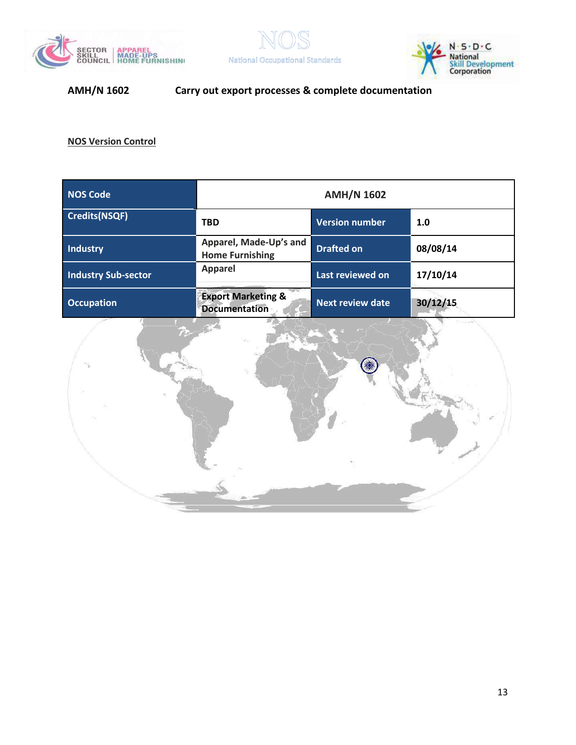**AMH/N 1602** **Carry out export processes & complete documentation**

**NOS Version Control**

| NOS Code | AMH/N 1602 | | |
|---|---|---|---|
| Credits(NSQF) | TBD | Version number | 1.0 |
| Industry | Apparel, Made-Up's and Home Furnishing | Drafted on | 08/08/14 |
| Industry Sub-sector | Apparel | Last reviewed on | 17/10/14 |
| Occupation | Export Marketing & Documentation | Next review date | 30/12/15 |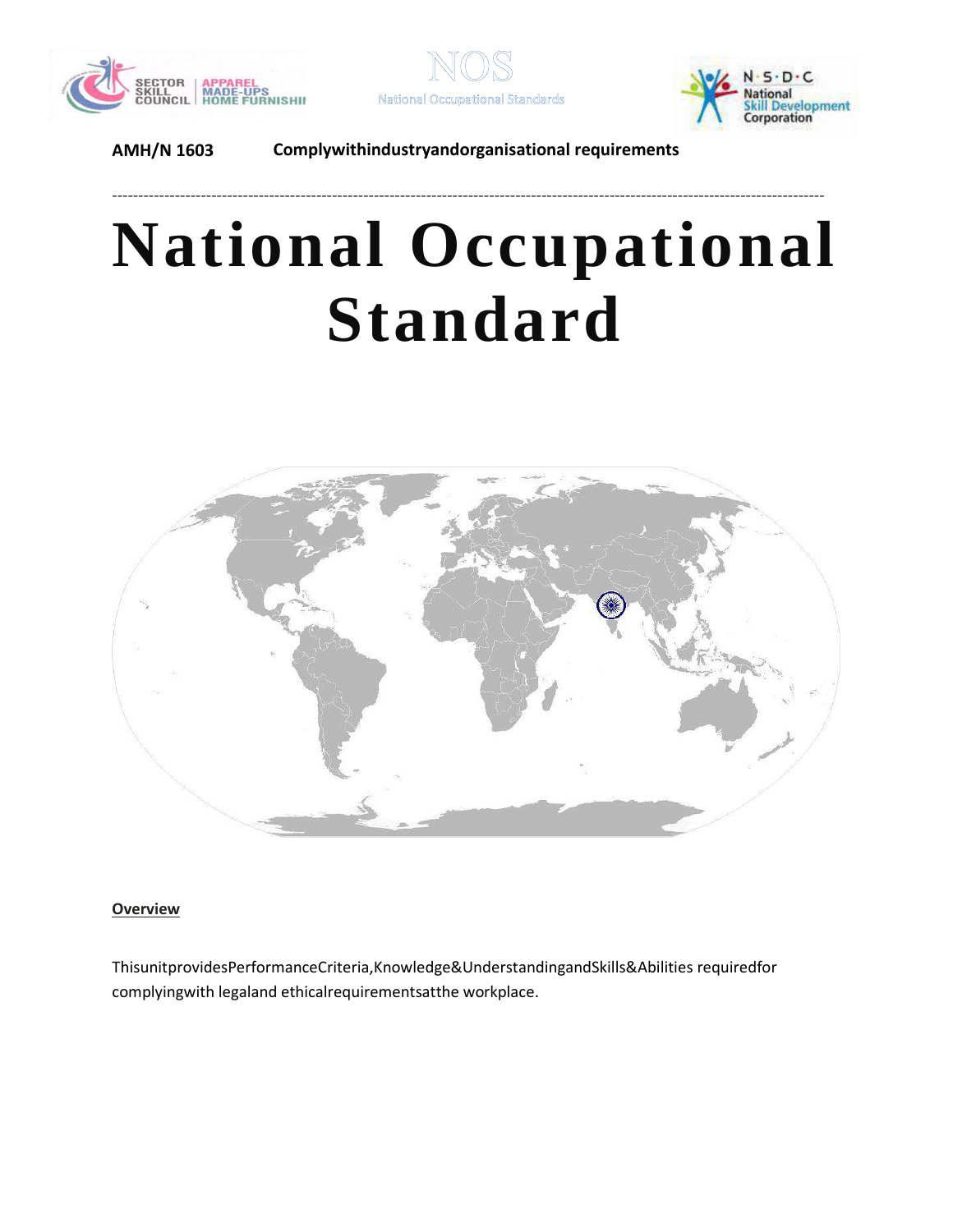AMH/N 1603 Complywithindustryandorganisational requirements

# National Occupational Standard

## Overview

ThisunitprovidesPerformanceCriteria,Knowledge&UnderstandingandSkills&Abilities requiredfor complyingwith legaland ethicalrequirementsatthe workplace.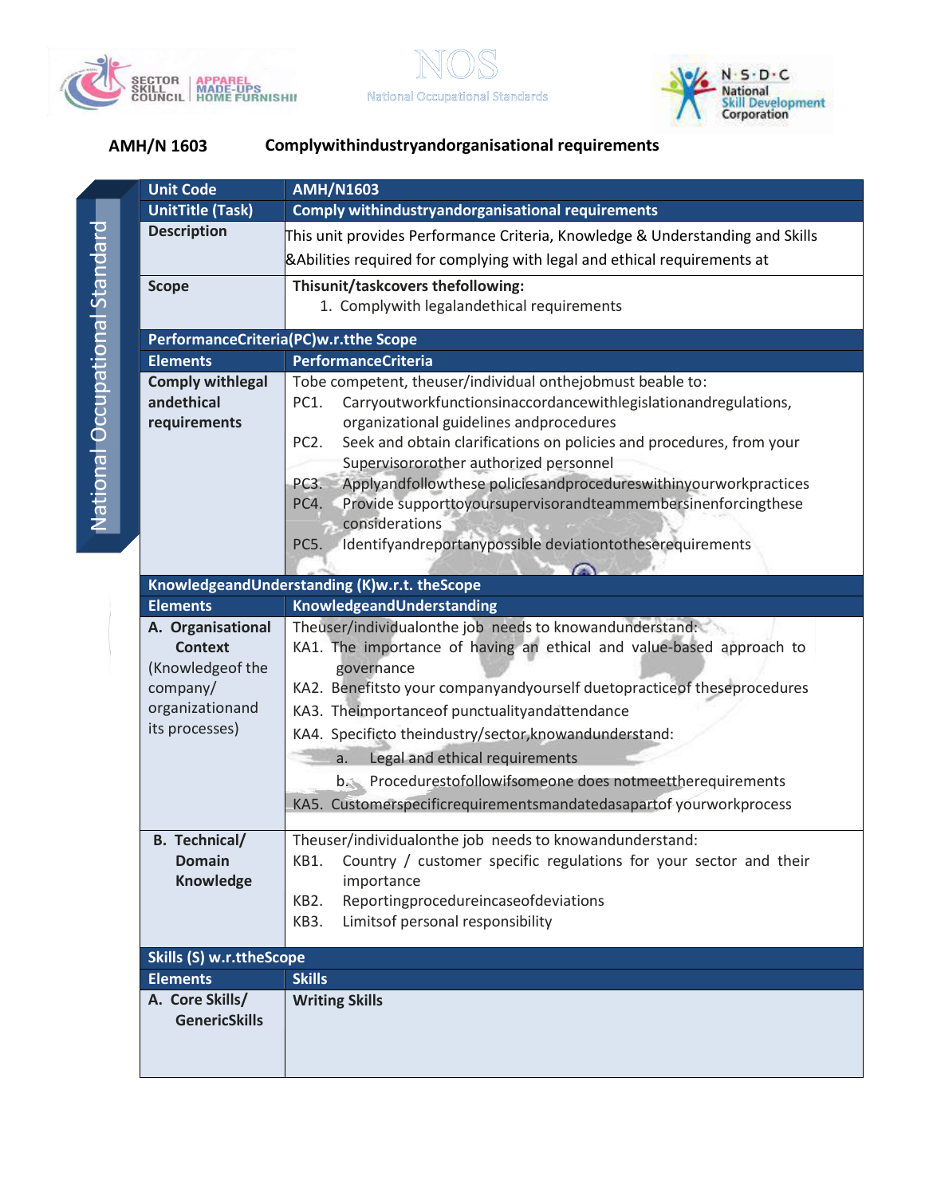# AMH/N 1603 Complywithindustryandorganisational requirements

| Unit Code | AMH/N1603 |
|---|---|
| UnitTitle (Task) | Comply withindustryandorganisational requirements |
| Description | This unit provides Performance Criteria, Knowledge & Understanding and Skills &Abilities required for complying with legal and ethical requirements at |
| Scope | Thisunit/taskcovers thefollowing:<br>1. Complywith legalandethical requirements |
| **PerformanceCriteria(PC)w.r.tthe Scope** | |
| **Elements** | **PerformanceCriteria** |
| **Comply withlegal andethical requirements** | Tobe competent, theuser/individual onthejobmust beable to:<br>PC1. Carryoutworkfunctionsinaccordancewithlegislationandregulations, organizational guidelines andprocedures<br>PC2. Seek and obtain clarifications on policies and procedures, from your Supervisororother authorized personnel<br>PC3. Applyandfollowthese policiesandprocedureswithinyourworkpractices<br>PC4. Provide supporttoyoursupervisorandteammembersinenforcingthese considerations<br>PC5. Identifyandreportanypossible deviationtotheserequirements |
| **KnowledgeandUnderstanding (K)w.r.t. theScope** | |
| **Elements** | **KnowledgeandUnderstanding** |
| **A. Organisational Context** (Knowledgeof the company/ organizationand its processes) | Theuser/individualonthe job needs to knowandunderstand:<br>KA1. The importance of having an ethical and value-based approach to governance<br>KA2. Benefitsto your companyandyourself duetopracticeof theseprocedures<br>KA3. Theimportanceof punctualityandattendance<br>KA4. Specificto theindustry/sector,knowandunderstand:<br>a. Legal and ethical requirements<br>b. Procedurestofollowifsomeone does notmeettherequirements<br>KA5. Customerspecificrequirementsmandatedasapartof yourworkprocess |
| **B. Technical/ Domain Knowledge** | Theuser/individualonthe job needs to knowandunderstand:<br>KB1. Country / customer specific regulations for your sector and their importance<br>KB2. Reportingprocedureincaseofdeviations<br>KB3. Limitsof personal responsibility |
| **Skills (S) w.r.ttheScope** | |
| **Elements** | **Skills** |
| **A. Core Skills/ GenericSkills** | **Writing Skills** |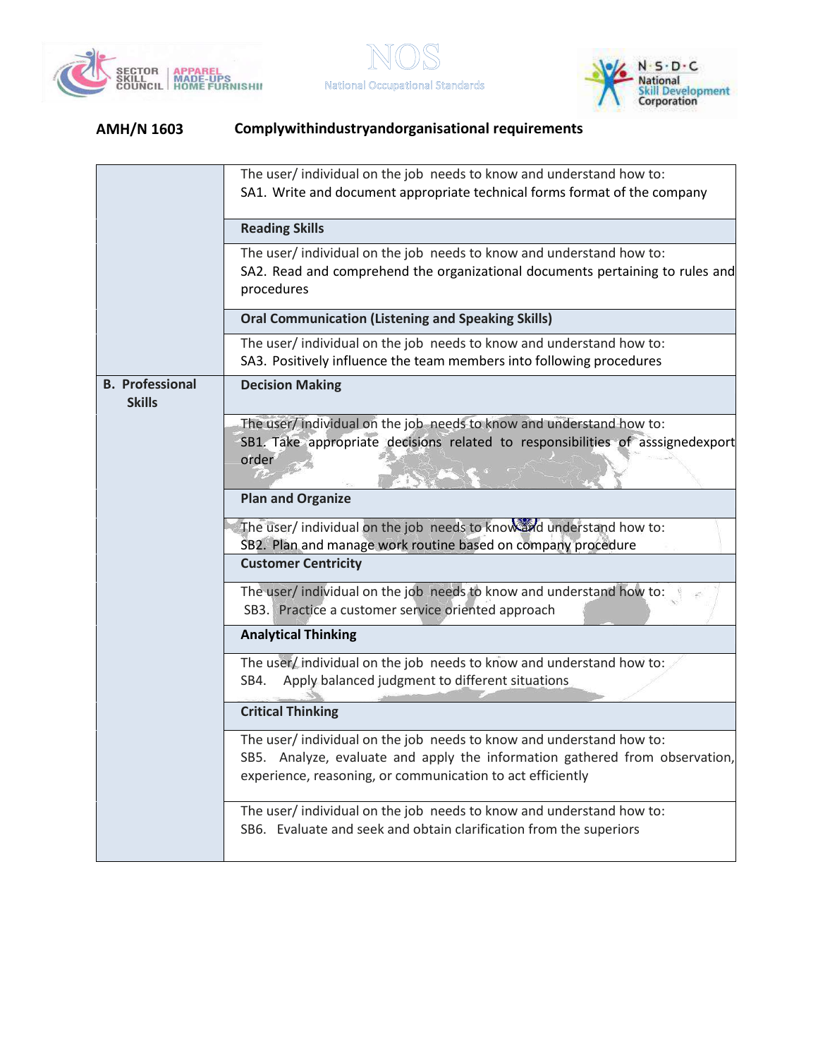**AMH/N 1603 Complywithindustryandorganisational requirements**

| | |
|---|---|
| | The user/ individual on the job needs to know and understand how to:<br>SA1. Write and document appropriate technical forms format of the company |
| | **Reading Skills** |
| | The user/ individual on the job needs to know and understand how to:<br>SA2. Read and comprehend the organizational documents pertaining to rules and procedures |
| | **Oral Communication (Listening and Speaking Skills)** |
| | The user/ individual on the job needs to know and understand how to:<br>SA3. Positively influence the team members into following procedures |
| **B. Professional Skills** | **Decision Making** |
| | The user/ individual on the job needs to know and understand how to:<br>SB1. Take appropriate decisions related to responsibilities of asssignedexport order |
| | **Plan and Organize** |
| | The user/ individual on the job needs to know and understand how to:<br>SB2. Plan and manage work routine based on company procedure |
| | **Customer Centricity** |
| | The user/ individual on the job needs to know and understand how to:<br>SB3. Practice a customer service oriented approach |
| | **Analytical Thinking** |
| | The user/ individual on the job needs to know and understand how to:<br>SB4. Apply balanced judgment to different situations |
| | **Critical Thinking** |
| | The user/ individual on the job needs to know and understand how to:<br>SB5. Analyze, evaluate and apply the information gathered from observation, experience, reasoning, or communication to act efficiently |
| | The user/ individual on the job needs to know and understand how to:<br>SB6. Evaluate and seek and obtain clarification from the superiors |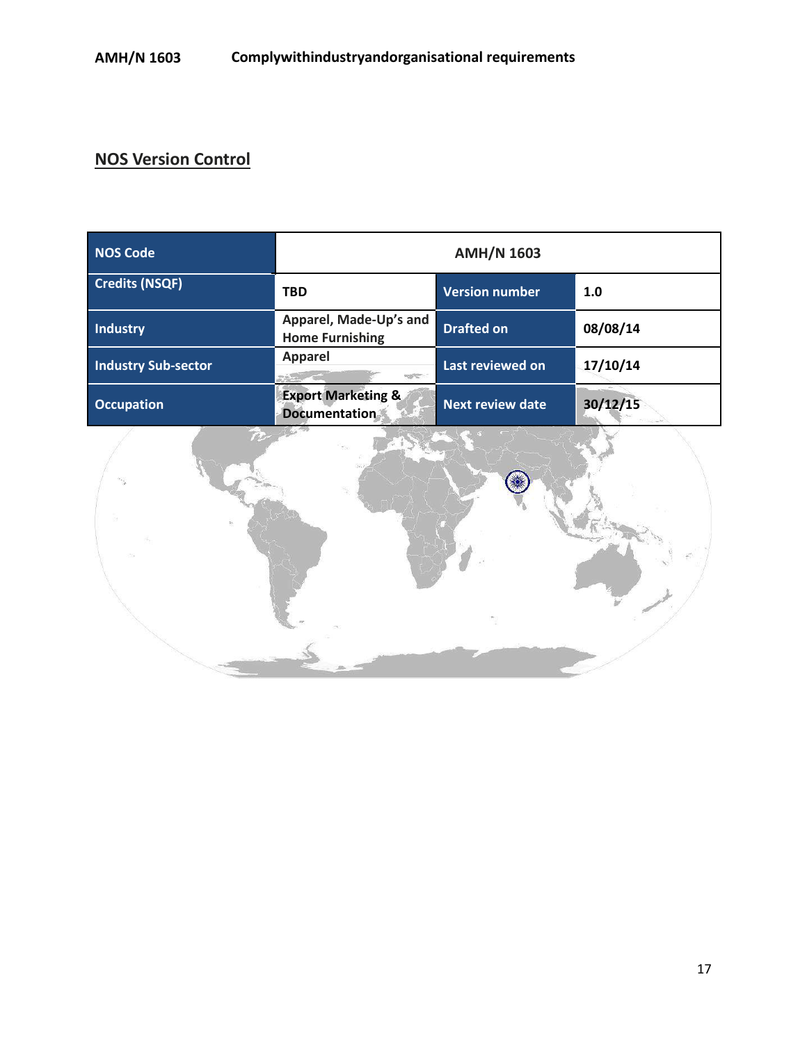## NOS Version Control

| NOS Code | AMH/N 1603 | | |
|---|---|---|---|
| Credits (NSQF) | TBD | Version number | 1.0 |
| Industry | Apparel, Made-Up's and Home Furnishing | Drafted on | 08/08/14 |
| Industry Sub-sector | Apparel | Last reviewed on | 17/10/14 |
| Occupation | Export Marketing & Documentation | Next review date | 30/12/15 |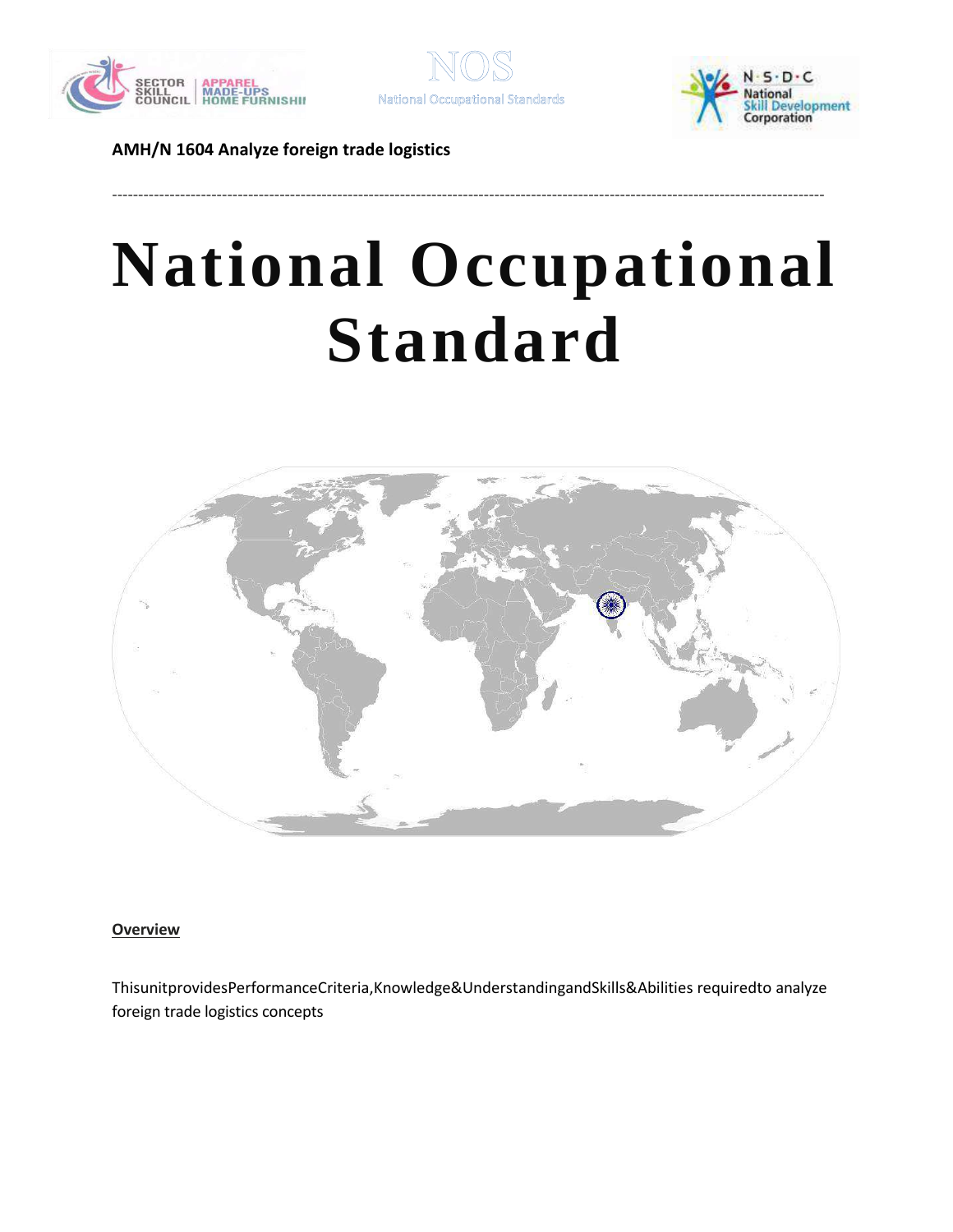AMH/N 1604 Analyze foreign trade logistics

---

# National Occupational Standard

**Overview**

ThisunitprovidesPerformanceCriteria,Knowledge&UnderstandingandSkills&Abilities requiredto analyze foreign trade logistics concepts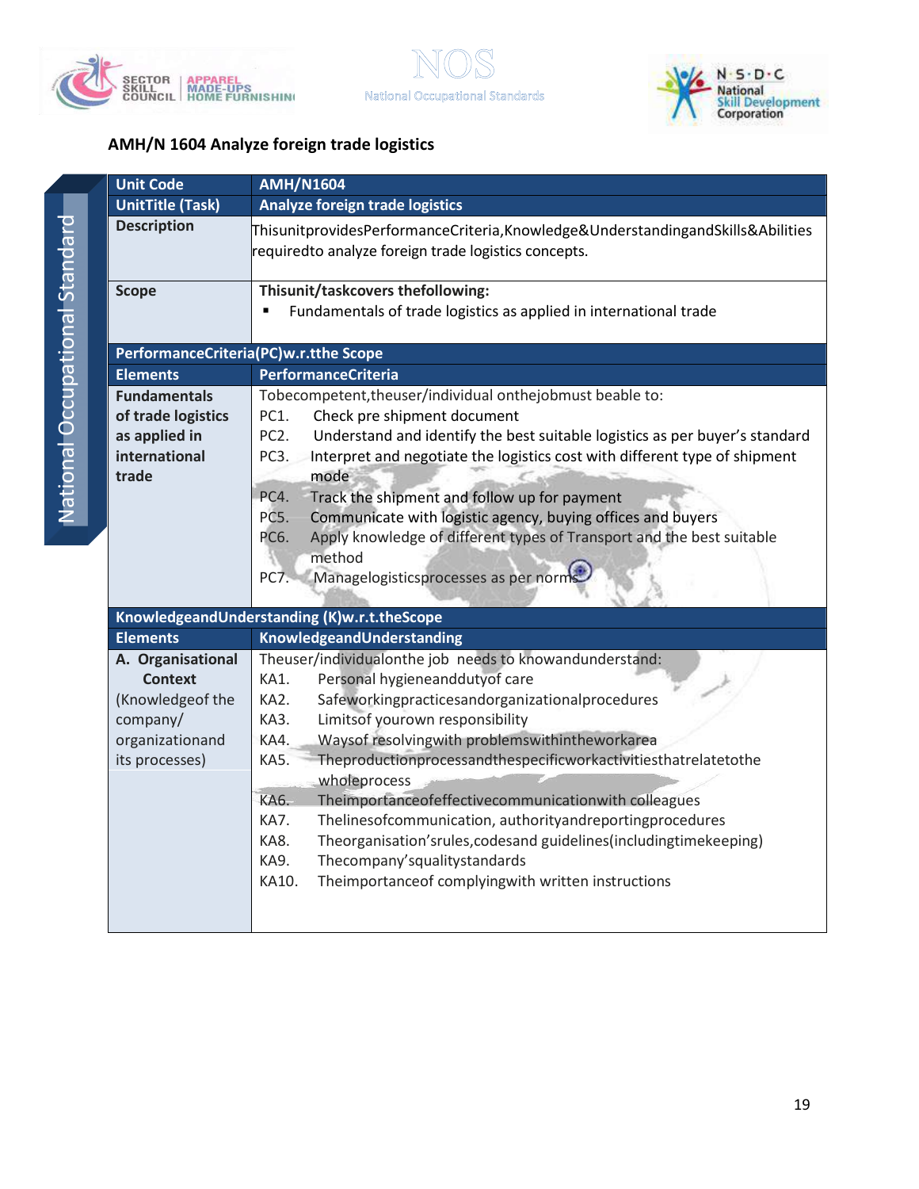## AMH/N 1604 Analyze foreign trade logistics

| Unit Code | AMH/N1604 |
|---|---|
| UnitTitle (Task) | Analyze foreign trade logistics |
| Description | ThisunitprovidesPerformanceCriteria,Knowledge&UnderstandingandSkills&Abilities requiredto analyze foreign trade logistics concepts. |
| Scope | **Thisunit/taskcovers thefollowing:**<br>▪ Fundamentals of trade logistics as applied in international trade |
| **PerformanceCriteria(PC)w.r.tthe Scope** | |
| **Elements** | **PerformanceCriteria** |
| **Fundamentals of trade logistics as applied in international trade** | Tobecompetent,theuser/individual onthejobmust beable to:<br>PC1. Check pre shipment document<br>PC2. Understand and identify the best suitable logistics as per buyer's standard<br>PC3. Interpret and negotiate the logistics cost with different type of shipment mode<br>PC4. Track the shipment and follow up for payment<br>PC5. Communicate with logistic agency, buying offices and buyers<br>PC6. Apply knowledge of different types of Transport and the best suitable method<br>PC7. Managelogisticsprocesses as per norms |
| **KnowledgeandUnderstanding (K)w.r.t.theScope** | |
| **Elements** | **KnowledgeandUnderstanding** |
| **A. Organisational Context**<br>(Knowledgeof the company/ organizationand its processes) | Theuser/individualonthe job needs to knowandunderstand:<br>KA1. Personal hygieneanddutyof care<br>KA2. Safeworkingpracticesandorganizationalprocedures<br>KA3. Limitsof yourown responsibility<br>KA4. Waysof resolvingwith problemswithintheworkarea<br>KA5. Theproductionprocessandthespecificworkactivitiesthatrelatetothe wholeprocess<br>KA6. Theimportanceofeffectivecommunicationwith colleagues<br>KA7. Thelinesofcommunication, authorityandreportingprocedures<br>KA8. Theorganisation'srules,codesand guidelines(includingtimekeeping)<br>KA9. Thecompany'squalitystandards<br>KA10. Theimportanceof complyingwith written instructions |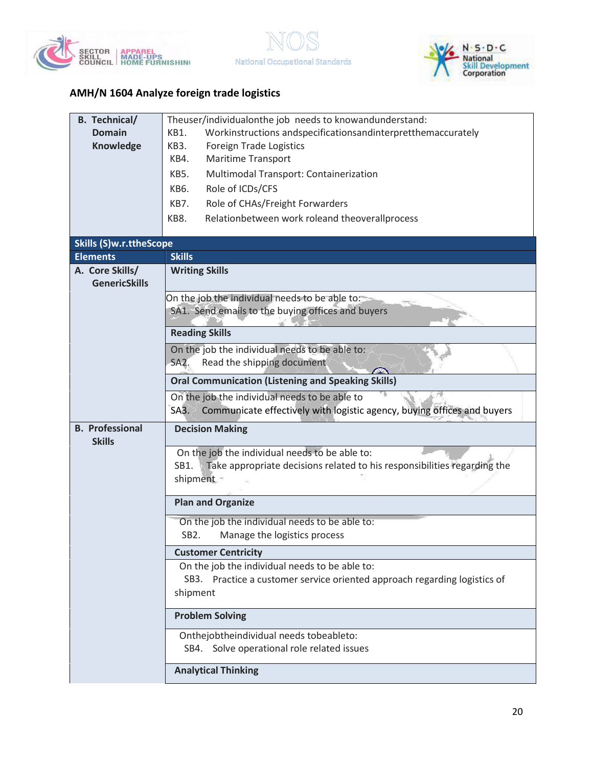## AMH/N 1604 Analyze foreign trade logistics

| | |
|---|---|
| **B. Technical/ Domain Knowledge** | Theuser/individualonthe job needs to knowandunderstand:<br>KB1. Workinstructions andspecificationsandinterpretthemaccurately<br>KB3. Foreign Trade Logistics<br>KB4. Maritime Transport<br>KB5. Multimodal Transport: Containerization<br>KB6. Role of ICDs/CFS<br>KB7. Role of CHAs/Freight Forwarders<br>KB8. Relationbetween work roleand theoverallprocess |
| **Skills (S)w.r.ttheScope** | |
| **Elements** | **Skills** |
| **A. Core Skills/ GenericSkills** | **Writing Skills** |
| | On the job the individual needs to be able to:<br>SA1. Send emails to the buying offices and buyers |
| | **Reading Skills** |
| | On the job the individual needs to be able to:<br>SA2. Read the shipping document |
| | **Oral Communication (Listening and Speaking Skills)** |
| | On the job the individual needs to be able to<br>SA3. Communicate effectively with logistic agency, buying offices and buyers |
| **B. Professional Skills** | **Decision Making** |
| | On the job the individual needs to be able to:<br>SB1. Take appropriate decisions related to his responsibilities regarding the shipment |
| | **Plan and Organize** |
| | On the job the individual needs to be able to:<br>SB2. Manage the logistics process |
| | **Customer Centricity** |
| | On the job the individual needs to be able to:<br>SB3. Practice a customer service oriented approach regarding logistics of shipment |
| | **Problem Solving** |
| | Onthejobtheindividual needs tobeableto:<br>SB4. Solve operational role related issues |
| | **Analytical Thinking** |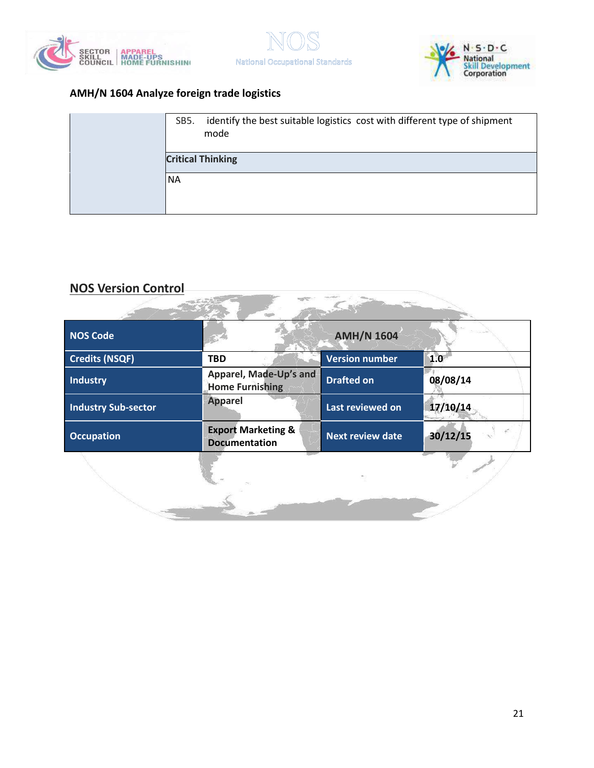## AMH/N 1604 Analyze foreign trade logistics

| | |
|---|---|
| | SB5. identify the best suitable logistics cost with different type of shipment mode |
| | **Critical Thinking** |
| | NA |

## NOS Version Control

| NOS Code | AMH/N 1604 | | |
|---|---|---|---|
| Credits (NSQF) | TBD | Version number | 1.0 |
| Industry | Apparel, Made-Up's and Home Furnishing | Drafted on | 08/08/14 |
| Industry Sub-sector | Apparel | Last reviewed on | 17/10/14 |
| Occupation | Export Marketing & Documentation | Next review date | 30/12/15 |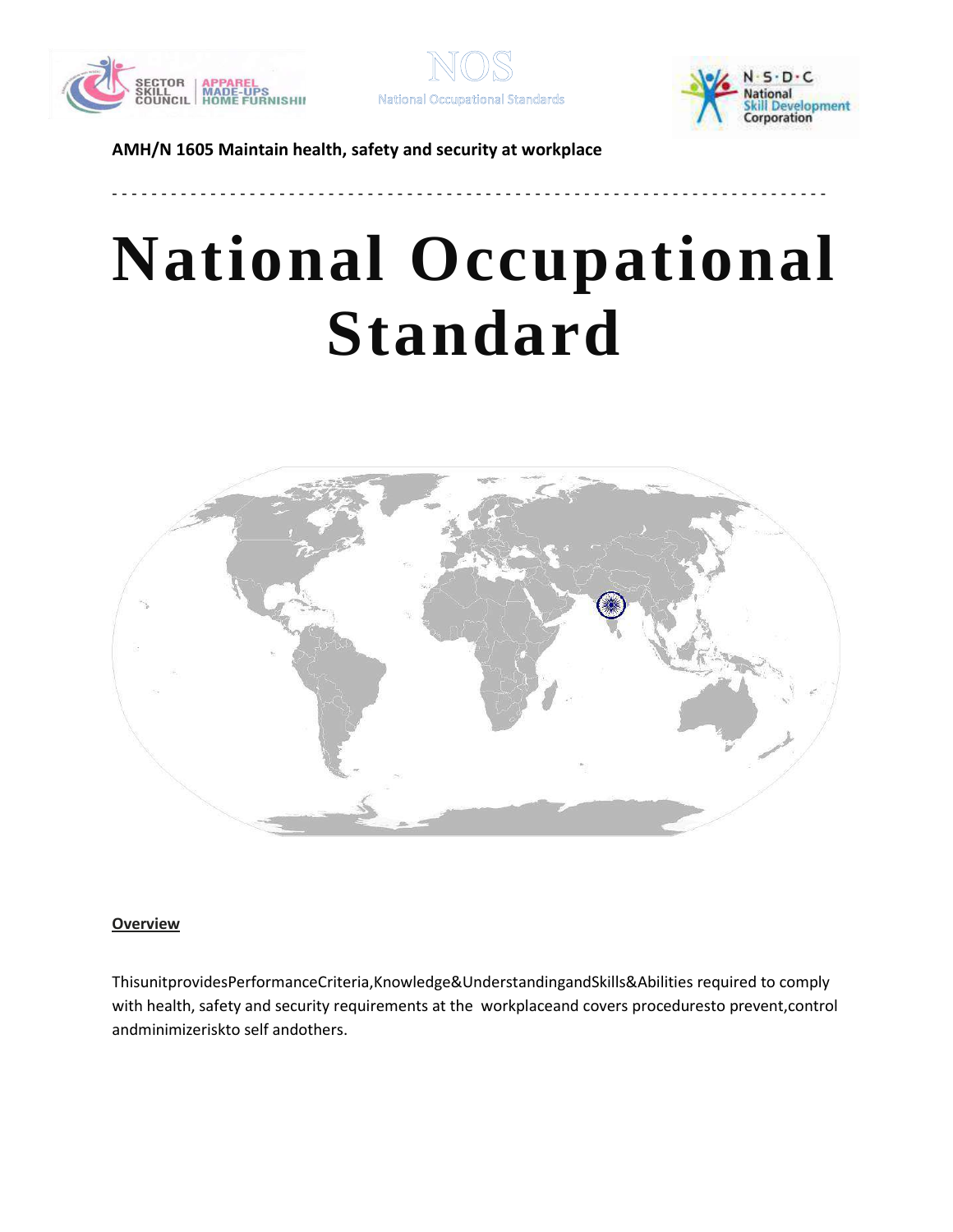AMH/N 1605 Maintain health, safety and security at workplace

# National Occupational Standard

**Overview**

ThisunitprovidesPerformanceCriteria,Knowledge&UnderstandingandSkills&Abilities required to comply with health, safety and security requirements at the workplaceand covers proceduresto prevent,control andminimizeriskto self andothers.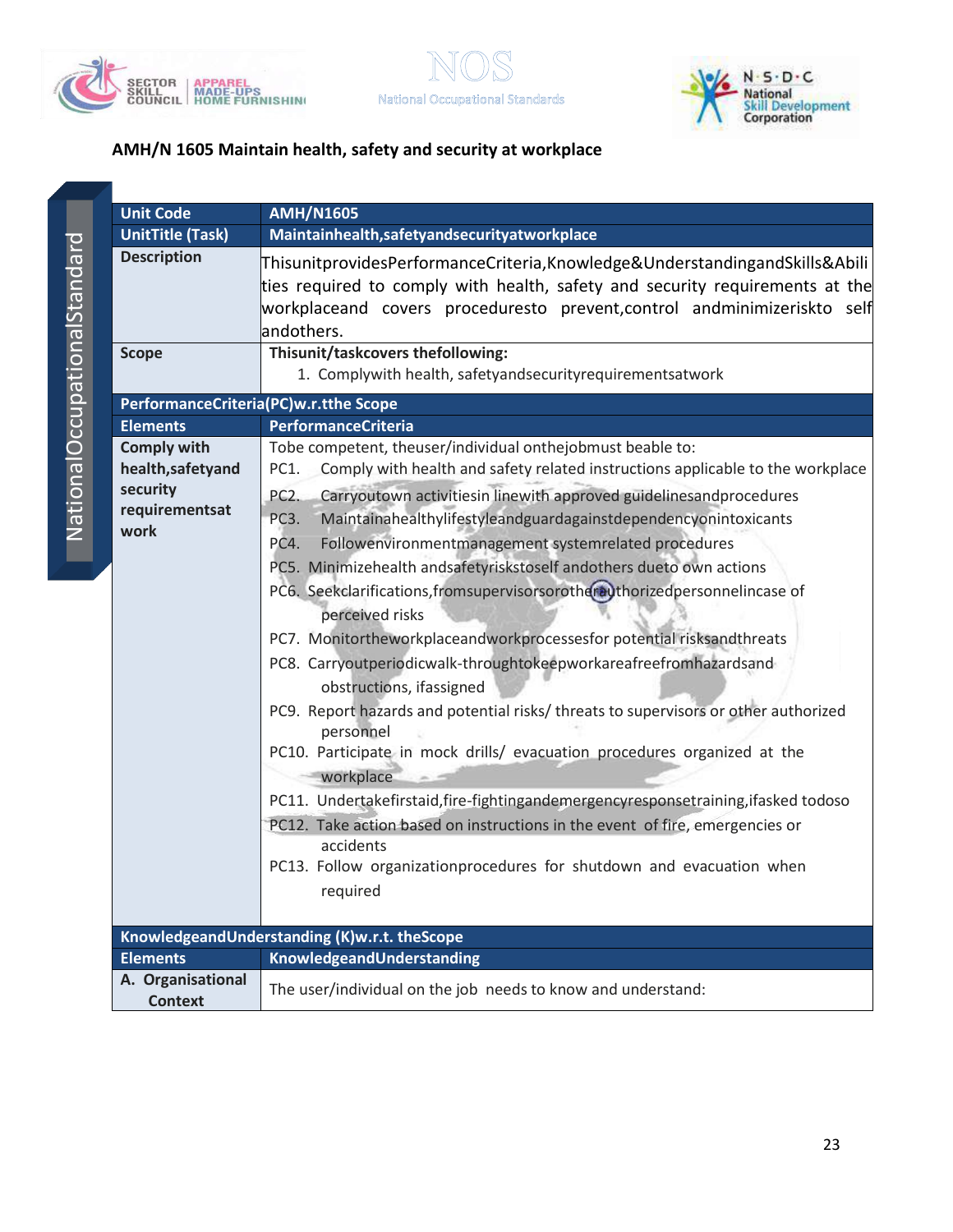## AMH/N 1605 Maintain health, safety and security at workplace

| Unit Code | AMH/N1605 |
|---|---|
| UnitTitle (Task) | Maintainhealth,safetyandsecurityatworkplace |
| Description | ThisunitprovidesPerformanceCriteria,Knowledge&UnderstandingandSkills&Abilities required to comply with health, safety and security requirements at the workplaceand covers proceduresto prevent,control andminimizeriskto self andothers. |
| Scope | **Thisunit/taskcovers thefollowing:**<br>1. Complywith health, safetyandsecurityrequirementsatwork |
| **PerformanceCriteria(PC)w.r.tthe Scope** | |
| **Elements** | **PerformanceCriteria** |
| **Comply with health,safetyand security requirementsat work** | Tobe competent, theuser/individual onthejobmust beable to:<br>PC1. Comply with health and safety related instructions applicable to the workplace<br>PC2. Carryoutown activitiesin linewith approved guidelinesandprocedures<br>PC3. Maintainahealthylifestyleandguardagainstdependencyonintoxicants<br>PC4. Followenvironmentmanagement systemrelated procedures<br>PC5. Minimizehealth andsafetyriskstoself andothers dueto own actions<br>PC6. Seekclarifications,fromsupervisorsorotherauthorizedpersonnelincase of perceived risks<br>PC7. Monitortheworkplaceandworkprocessesfor potential risksandthreats<br>PC8. Carryoutperiodicwalk-throughtokeepworkareafreefromhazardsand obstructions, ifassigned<br>PC9. Report hazards and potential risks/ threats to supervisors or other authorized personnel<br>PC10. Participate in mock drills/ evacuation procedures organized at the workplace<br>PC11. Undertakefirstaid,fire-fightingandemergencyresponsetraining,ifasked todoso<br>PC12. Take action based on instructions in the event of fire, emergencies or accidents<br>PC13. Follow organizationprocedures for shutdown and evacuation when required |
| **KnowledgeandUnderstanding (K)w.r.t. theScope** | |
| **Elements** | **KnowledgeandUnderstanding** |
| **A. Organisational Context** | The user/individual on the job needs to know and understand: |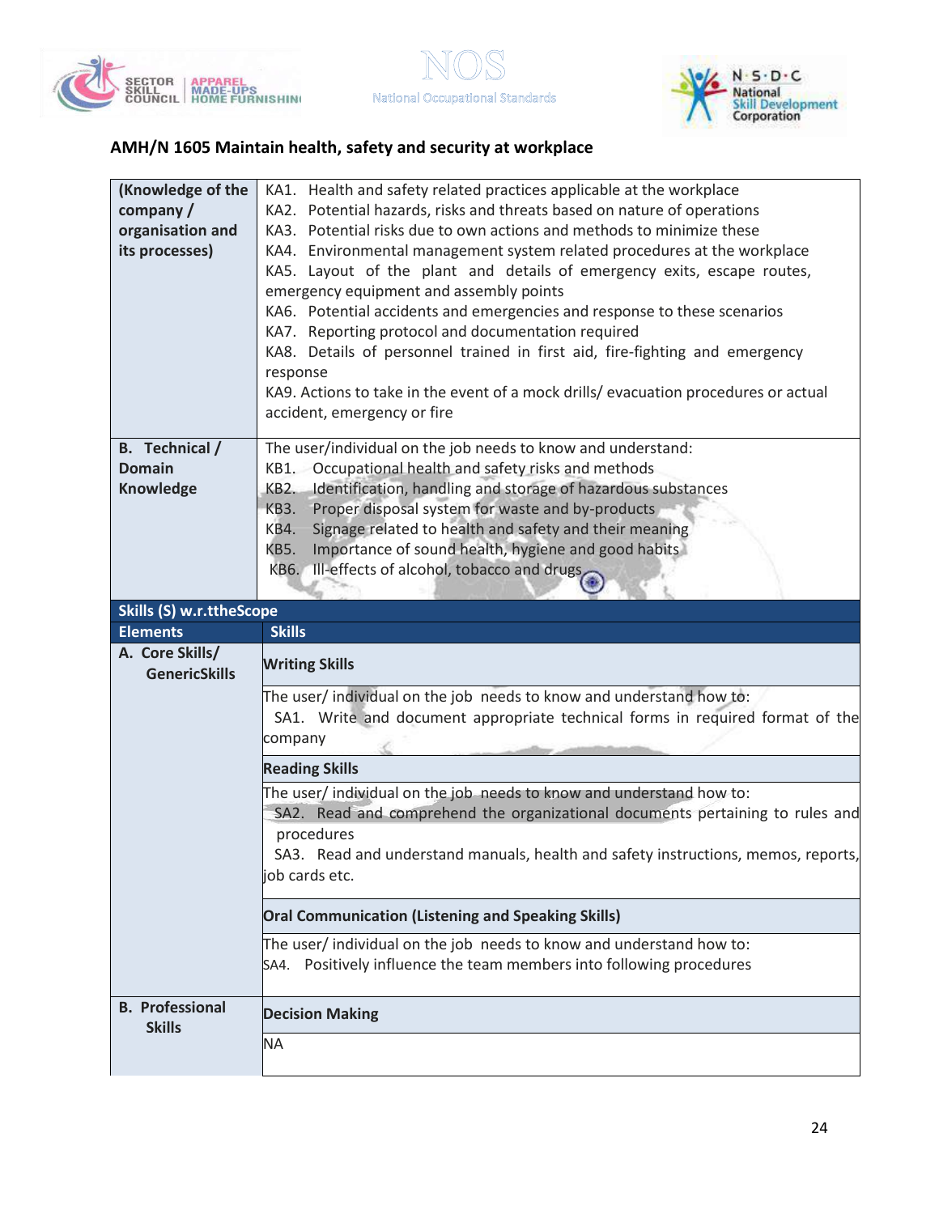## AMH/N 1605 Maintain health, safety and security at workplace

| | |
|---|---|
| **(Knowledge of the company / organisation and its processes)** | KA1. Health and safety related practices applicable at the workplace<br>KA2. Potential hazards, risks and threats based on nature of operations<br>KA3. Potential risks due to own actions and methods to minimize these<br>KA4. Environmental management system related procedures at the workplace<br>KA5. Layout of the plant and details of emergency exits, escape routes, emergency equipment and assembly points<br>KA6. Potential accidents and emergencies and response to these scenarios<br>KA7. Reporting protocol and documentation required<br>KA8. Details of personnel trained in first aid, fire-fighting and emergency response<br>KA9. Actions to take in the event of a mock drills/ evacuation procedures or actual accident, emergency or fire |
| **B. Technical / Domain Knowledge** | The user/individual on the job needs to know and understand:<br>KB1. Occupational health and safety risks and methods<br>KB2. Identification, handling and storage of hazardous substances<br>KB3. Proper disposal system for waste and by-products<br>KB4. Signage related to health and safety and their meaning<br>KB5. Importance of sound health, hygiene and good habits<br>KB6. Ill-effects of alcohol, tobacco and drugs |
| **Skills (S) w.r.ttheScope** | |
| **Elements** | **Skills** |
| **A. Core Skills/ GenericSkills** | **Writing Skills** |
| | The user/ individual on the job needs to know and understand how to:<br>SA1. Write and document appropriate technical forms in required format of the company |
| | **Reading Skills** |
| | The user/ individual on the job needs to know and understand how to:<br>SA2. Read and comprehend the organizational documents pertaining to rules and procedures<br>SA3. Read and understand manuals, health and safety instructions, memos, reports, job cards etc. |
| | **Oral Communication (Listening and Speaking Skills)** |
| | The user/ individual on the job needs to know and understand how to:<br>SA4. Positively influence the team members into following procedures |
| **B. Professional Skills** | **Decision Making** |
| | NA |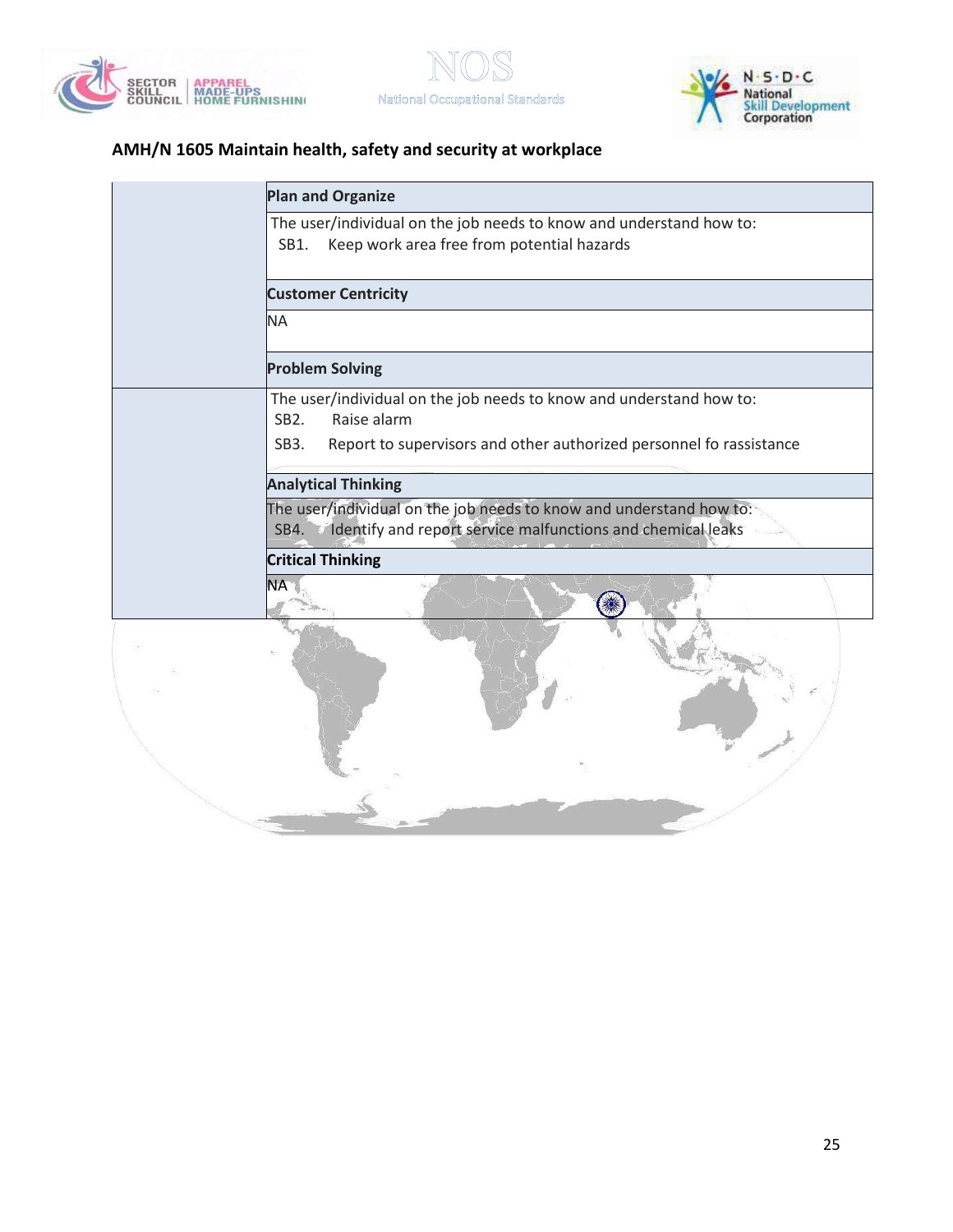## AMH/N 1605 Maintain health, safety and security at workplace

| | |
|---|---|
| | **Plan and Organize** |
| | The user/individual on the job needs to know and understand how to:<br>SB1. Keep work area free from potential hazards |
| | **Customer Centricity** |
| | NA |
| | **Problem Solving** |
| | The user/individual on the job needs to know and understand how to:<br>SB2. Raise alarm<br>SB3. Report to supervisors and other authorized personnel fo rassistance |
| | **Analytical Thinking** |
| | The user/individual on the job needs to know and understand how to:<br>SB4. Identify and report service malfunctions and chemical leaks |
| | **Critical Thinking** |
| | NA |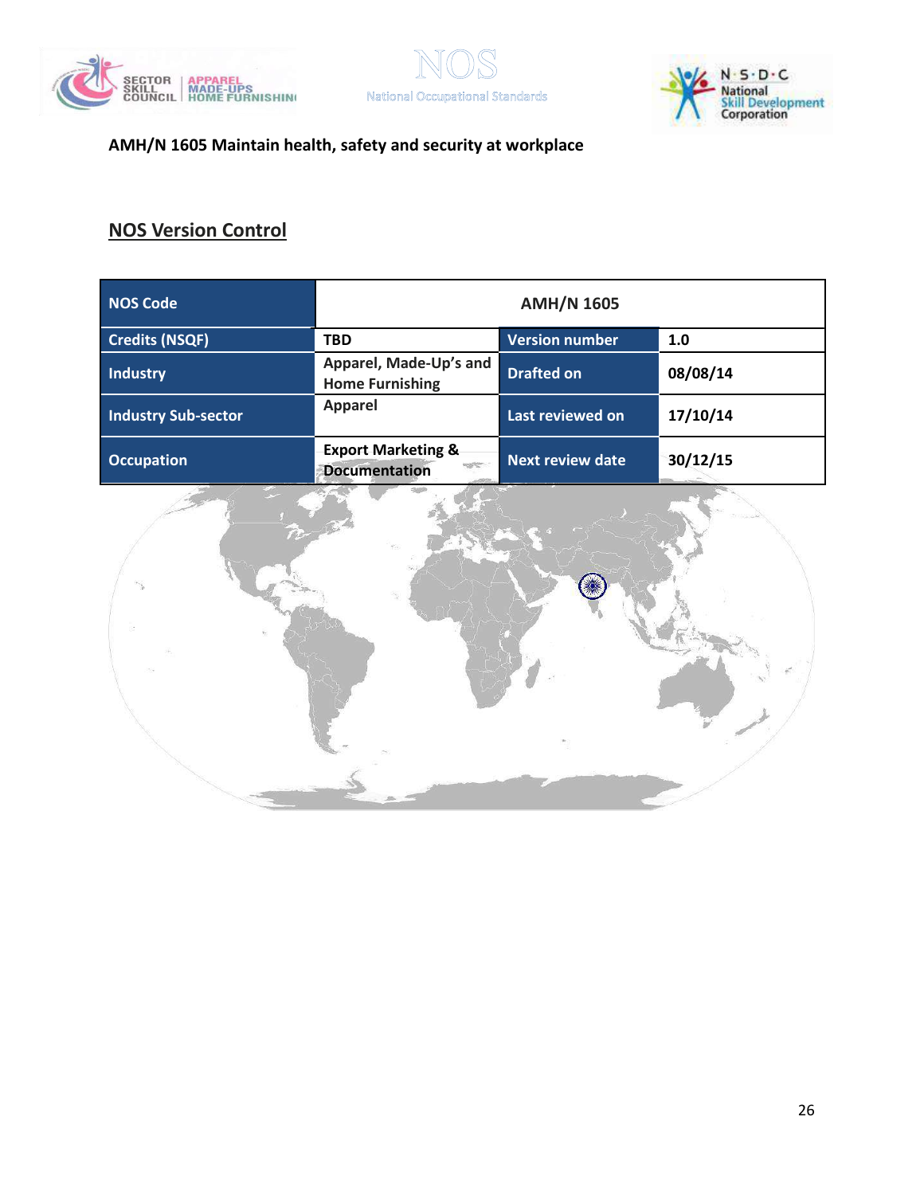**AMH/N 1605 Maintain health, safety and security at workplace**

## NOS Version Control

| NOS Code | AMH/N 1605 | | |
|---|---|---|---|
| Credits (NSQF) | TBD | Version number | 1.0 |
| Industry | Apparel, Made-Up's and Home Furnishing | Drafted on | 08/08/14 |
| Industry Sub-sector | Apparel | Last reviewed on | 17/10/14 |
| Occupation | Export Marketing & Documentation | Next review date | 30/12/15 |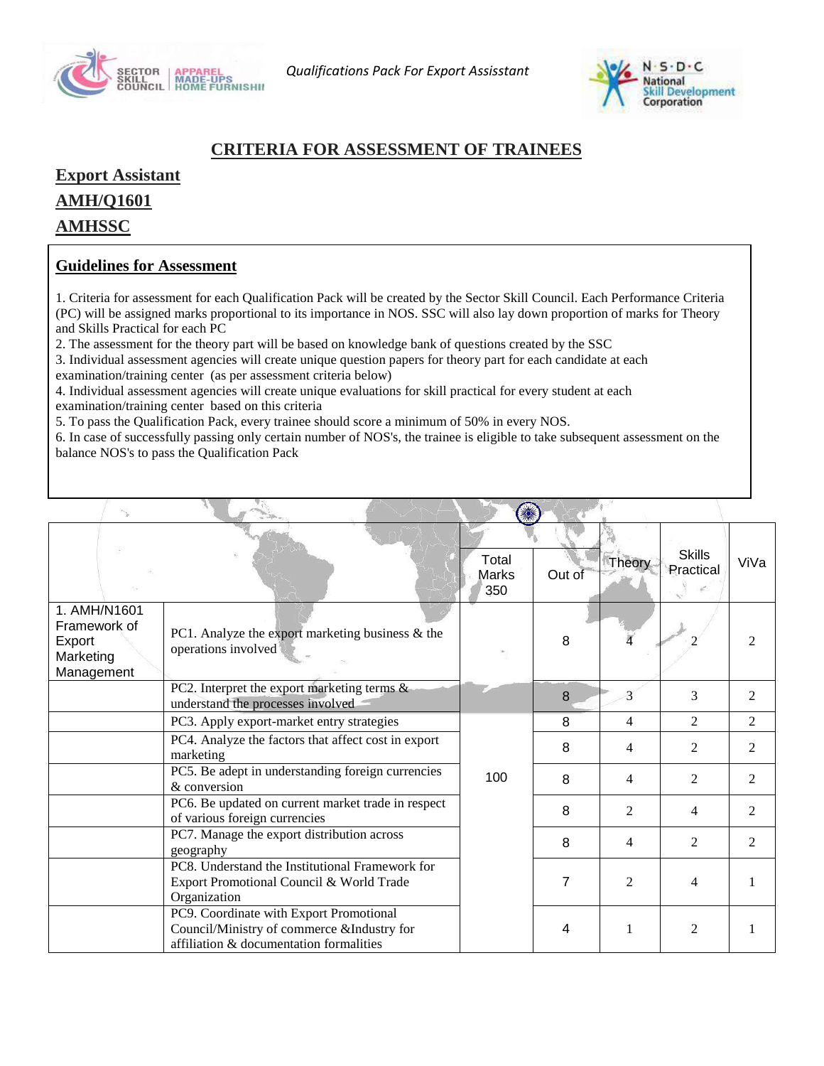## CRITERIA FOR ASSESSMENT OF TRAINEES

**Export Assistant**

**AMH/Q1601**

**AMHSSC**

### Guidelines for Assessment

1. Criteria for assessment for each Qualification Pack will be created by the Sector Skill Council. Each Performance Criteria (PC) will be assigned marks proportional to its importance in NOS. SSC will also lay down proportion of marks for Theory and Skills Practical for each PC
2. The assessment for the theory part will be based on knowledge bank of questions created by the SSC
3. Individual assessment agencies will create unique question papers for theory part for each candidate at each examination/training center (as per assessment criteria below)
4. Individual assessment agencies will create unique evaluations for skill practical for every student at each examination/training center based on this criteria
5. To pass the Qualification Pack, every trainee should score a minimum of 50% in every NOS.
6. In case of successfully passing only certain number of NOS's, the trainee is eligible to take subsequent assessment on the balance NOS's to pass the Qualification Pack

| | | Total Marks 350 | Out of | Theory | Skills Practical | ViVa |
|---|---|---|---|---|---|---|
| 1. AMH/N1601 Framework of Export Marketing Management | PC1. Analyze the export marketing business & the operations involved | 100 | 8 | 4 | 2 | 2 |
| | PC2. Interpret the export marketing terms & understand the processes involved | | 8 | 3 | 3 | 2 |
| | PC3. Apply export-market entry strategies | | 8 | 4 | 2 | 2 |
| | PC4. Analyze the factors that affect cost in export marketing | | 8 | 4 | 2 | 2 |
| | PC5. Be adept in understanding foreign currencies & conversion | | 8 | 4 | 2 | 2 |
| | PC6. Be updated on current market trade in respect of various foreign currencies | | 8 | 2 | 4 | 2 |
| | PC7. Manage the export distribution across geography | | 8 | 4 | 2 | 2 |
| | PC8. Understand the Institutional Framework for Export Promotional Council & World Trade Organization | | 7 | 2 | 4 | 1 |
| | PC9. Coordinate with Export Promotional Council/Ministry of commerce &Industry for affiliation & documentation formalities | | 4 | 1 | 2 | 1 |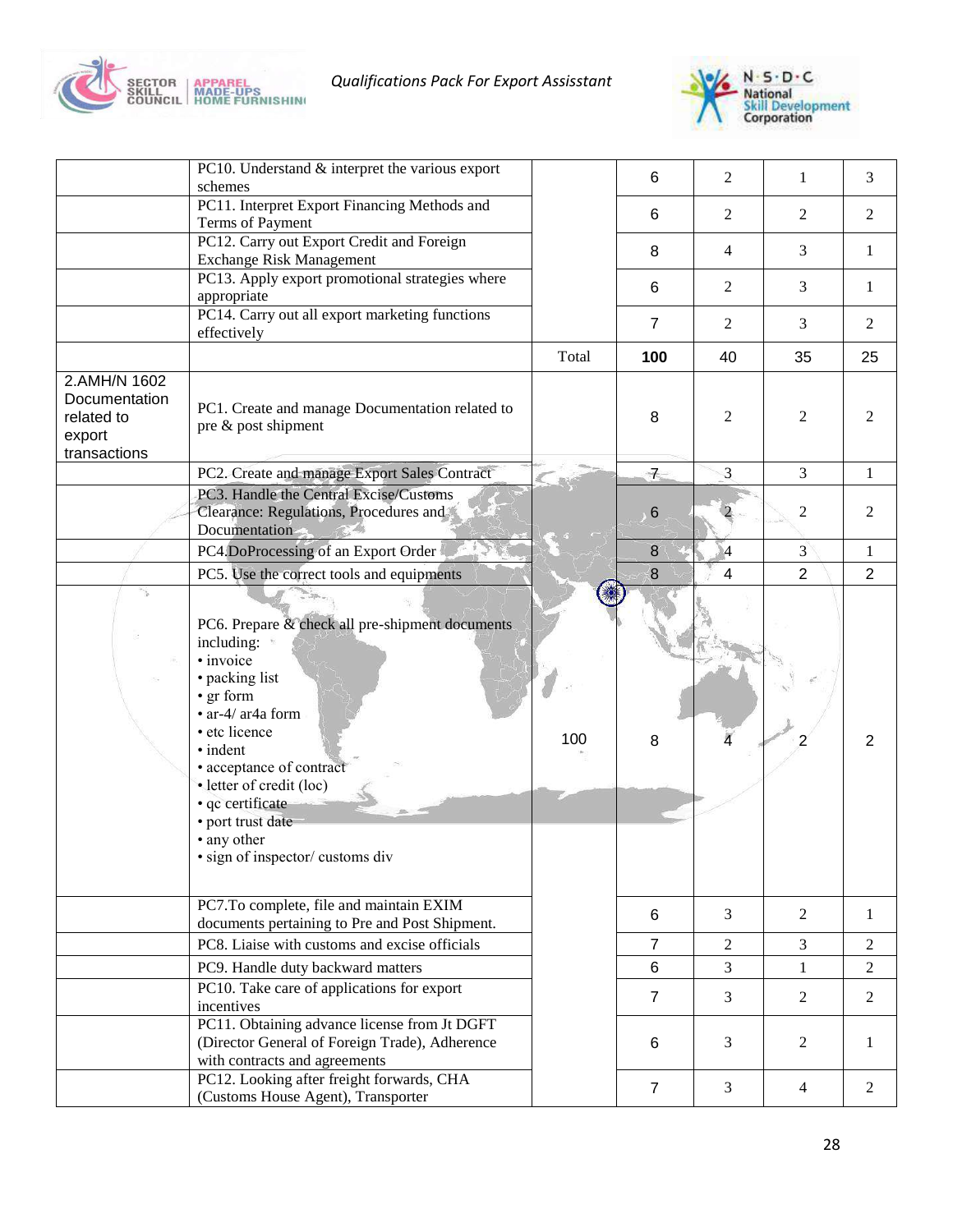| | | | | | | |
|---|---|---|---|---|---|---|
| | PC10. Understand & interpret the various export schemes | | 6 | 2 | 1 | 3 |
| | PC11. Interpret Export Financing Methods and Terms of Payment | | 6 | 2 | 2 | 2 |
| | PC12. Carry out Export Credit and Foreign Exchange Risk Management | | 8 | 4 | 3 | 1 |
| | PC13. Apply export promotional strategies where appropriate | | 6 | 2 | 3 | 1 |
| | PC14. Carry out all export marketing functions effectively | | 7 | 2 | 3 | 2 |
| | | Total | **100** | 40 | 35 | 25 |
| 2.AMH/N 1602 Documentation related to export transactions | PC1. Create and manage Documentation related to pre & post shipment | 100 | 8 | 2 | 2 | 2 |
| | PC2. Create and manage Export Sales Contract | | 7 | 3 | 3 | 1 |
| | PC3. Handle the Central Excise/Customs Clearance: Regulations, Procedures and Documentation | | 6 | 2 | 2 | 2 |
| | PC4.DoProcessing of an Export Order | | 8 | 4 | 3 | 1 |
| | PC5. Use the correct tools and equipments | | 8 | 4 | 2 | 2 |
| | PC6. Prepare & check all pre-shipment documents including: • invoice • packing list • gr form • ar-4/ ar4a form • etc licence • indent • acceptance of contract • letter of credit (loc) • qc certificate • port trust date • any other • sign of inspector/ customs div | | 8 | 4 | 2 | 2 |
| | PC7.To complete, file and maintain EXIM documents pertaining to Pre and Post Shipment. | | 6 | 3 | 2 | 1 |
| | PC8. Liaise with customs and excise officials | | 7 | 2 | 3 | 2 |
| | PC9. Handle duty backward matters | | 6 | 3 | 1 | 2 |
| | PC10. Take care of applications for export incentives | | 7 | 3 | 2 | 2 |
| | PC11. Obtaining advance license from Jt DGFT (Director General of Foreign Trade), Adherence with contracts and agreements | | 6 | 3 | 2 | 1 |
| | PC12. Looking after freight forwards, CHA (Customs House Agent), Transporter | | 7 | 3 | 4 | 2 |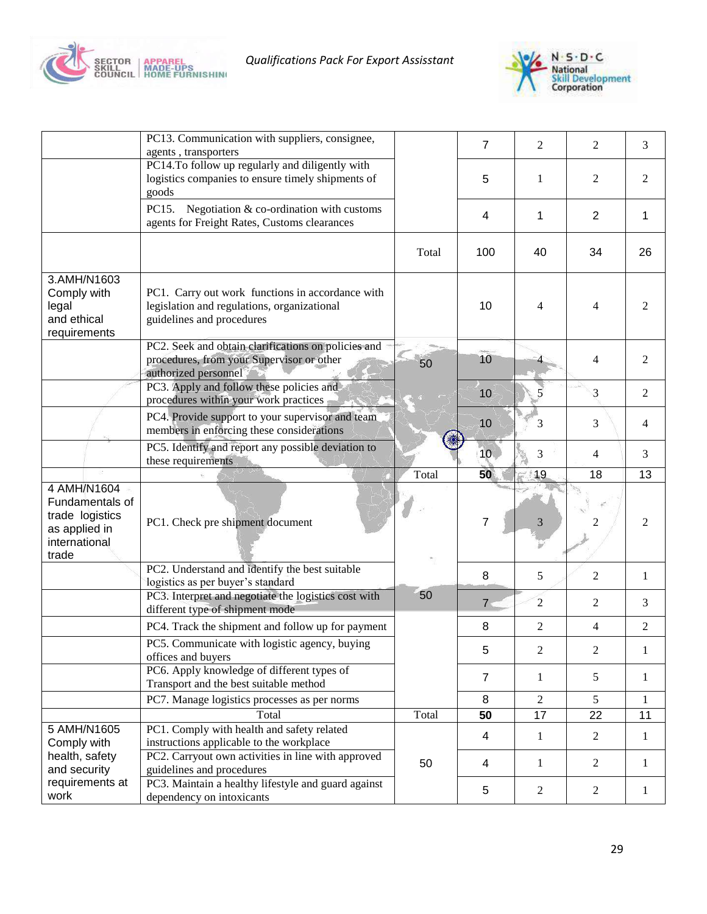| | PC13. Communication with suppliers, consignee, agents , transporters | | 7 | 2 | 2 | 3 |
|---|---|---|---|---|---|---|
| | PC14.To follow up regularly and diligently with logistics companies to ensure timely shipments of goods | | 5 | 1 | 2 | 2 |
| | PC15. Negotiation & co-ordination with customs agents for Freight Rates, Customs clearances | | 4 | 1 | 2 | 1 |
| | | Total | 100 | 40 | 34 | 26 |
| 3.AMH/N1603 Comply with legal and ethical requirements | PC1. Carry out work functions in accordance with legislation and regulations, organizational guidelines and procedures | 50 | 10 | 4 | 4 | 2 |
| | PC2. Seek and obtain clarifications on policies and procedures, from your Supervisor or other authorized personnel | | 10 | 4 | 4 | 2 |
| | PC3. Apply and follow these policies and procedures within your work practices | | 10 | 5 | 3 | 2 |
| | PC4. Provide support to your supervisor and team members in enforcing these considerations | | 10 | 3 | 3 | 4 |
| | PC5. Identify and report any possible deviation to these requirements | | 10 | 3 | 4 | 3 |
| | | Total | **50** | 19 | 18 | 13 |
| 4 AMH/N1604 Fundamentals of trade logistics as applied in international trade | PC1. Check pre shipment document | 50 | 7 | 3 | 2 | 2 |
| | PC2. Understand and identify the best suitable logistics as per buyer's standard | | 8 | 5 | 2 | 1 |
| | PC3. Interpret and negotiate the logistics cost with different type of shipment mode | | 7 | 2 | 2 | 3 |
| | PC4. Track the shipment and follow up for payment | | 8 | 2 | 4 | 2 |
| | PC5. Communicate with logistic agency, buying offices and buyers | | 5 | 2 | 2 | 1 |
| | PC6. Apply knowledge of different types of Transport and the best suitable method | | 7 | 1 | 5 | 1 |
| | PC7. Manage logistics processes as per norms | | 8 | 2 | 5 | 1 |
| | Total | Total | **50** | 17 | 22 | 11 |
| 5 AMH/N1605 Comply with health, safety and security requirements at work | PC1. Comply with health and safety related instructions applicable to the workplace | 50 | 4 | 1 | 2 | 1 |
| | PC2. Carryout own activities in line with approved guidelines and procedures | | 4 | 1 | 2 | 1 |
| | PC3. Maintain a healthy lifestyle and guard against dependency on intoxicants | | 5 | 2 | 2 | 1 |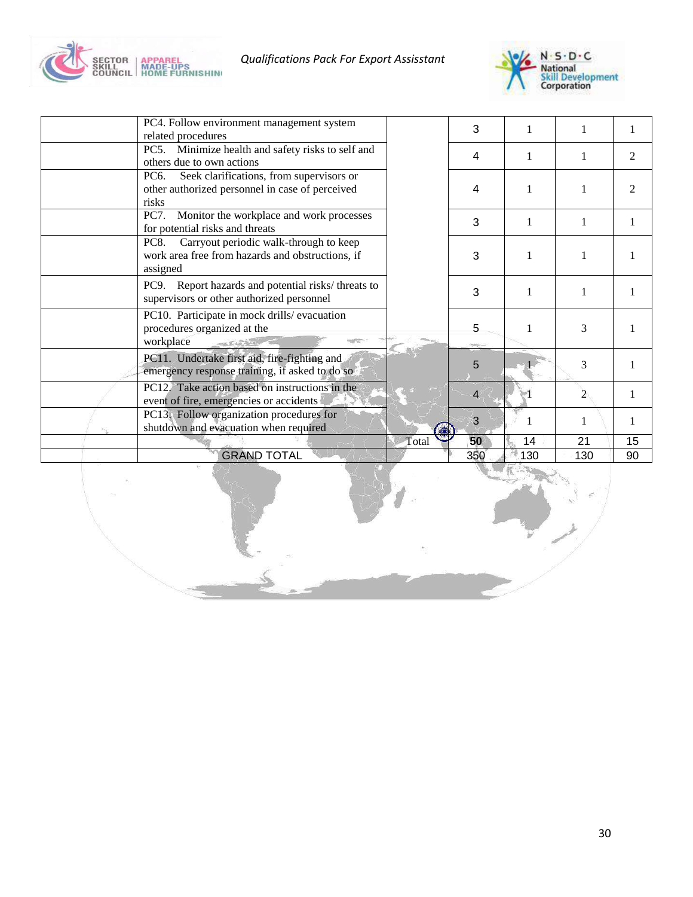| | | | | | | |
|---|---|---|---|---|---|---|
| | PC4. Follow environment management system related procedures | | 3 | 1 | 1 | 1 |
| | PC5. Minimize health and safety risks to self and others due to own actions | | 4 | 1 | 1 | 2 |
| | PC6. Seek clarifications, from supervisors or other authorized personnel in case of perceived risks | | 4 | 1 | 1 | 2 |
| | PC7. Monitor the workplace and work processes for potential risks and threats | | 3 | 1 | 1 | 1 |
| | PC8. Carryout periodic walk-through to keep work area free from hazards and obstructions, if assigned | | 3 | 1 | 1 | 1 |
| | PC9. Report hazards and potential risks/ threats to supervisors or other authorized personnel | | 3 | 1 | 1 | 1 |
| | PC10. Participate in mock drills/ evacuation procedures organized at the workplace | | 5 | 1 | 3 | 1 |
| | PC11. Undertake first aid, fire-fighting and emergency response training, if asked to do so | | 5 | 1 | 3 | 1 |
| | PC12. Take action based on instructions in the event of fire, emergencies or accidents | | 4 | 1 | 2 | 1 |
| | PC13. Follow organization procedures for shutdown and evacuation when required | | 3 | 1 | 1 | 1 |
| | | Total | **50** | 14 | 21 | 15 |
| | GRAND TOTAL | | 350 | 130 | 130 | 90 |